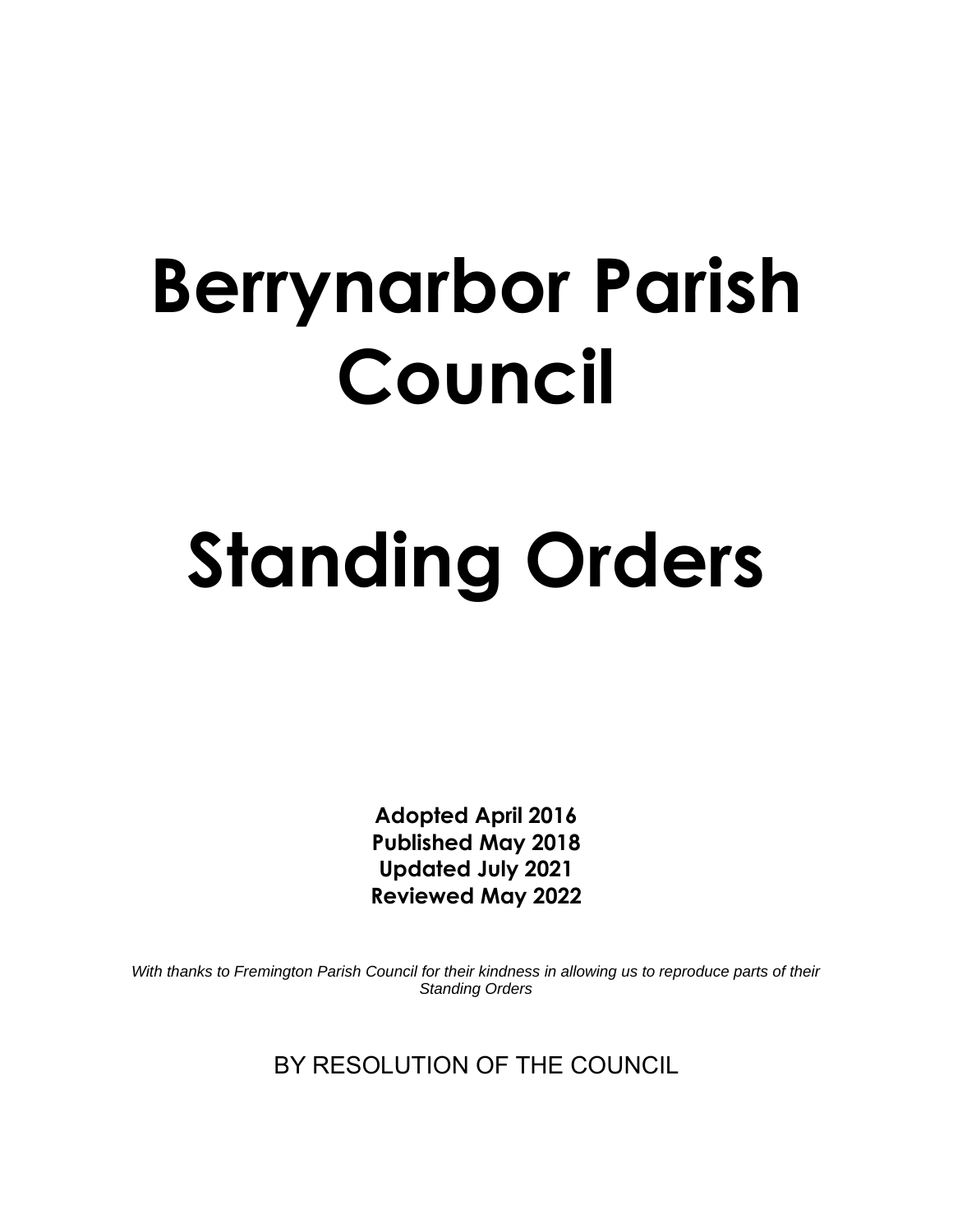# Berrynarbor Parish Council

# Standing Orders

**Adopted April 2016**
**Published May 2018**
**Updated July 2021**
**Reviewed May 2022**

*With thanks to Fremington Parish Council for their kindness in allowing us to reproduce parts of their Standing Orders*

BY RESOLUTION OF THE COUNCIL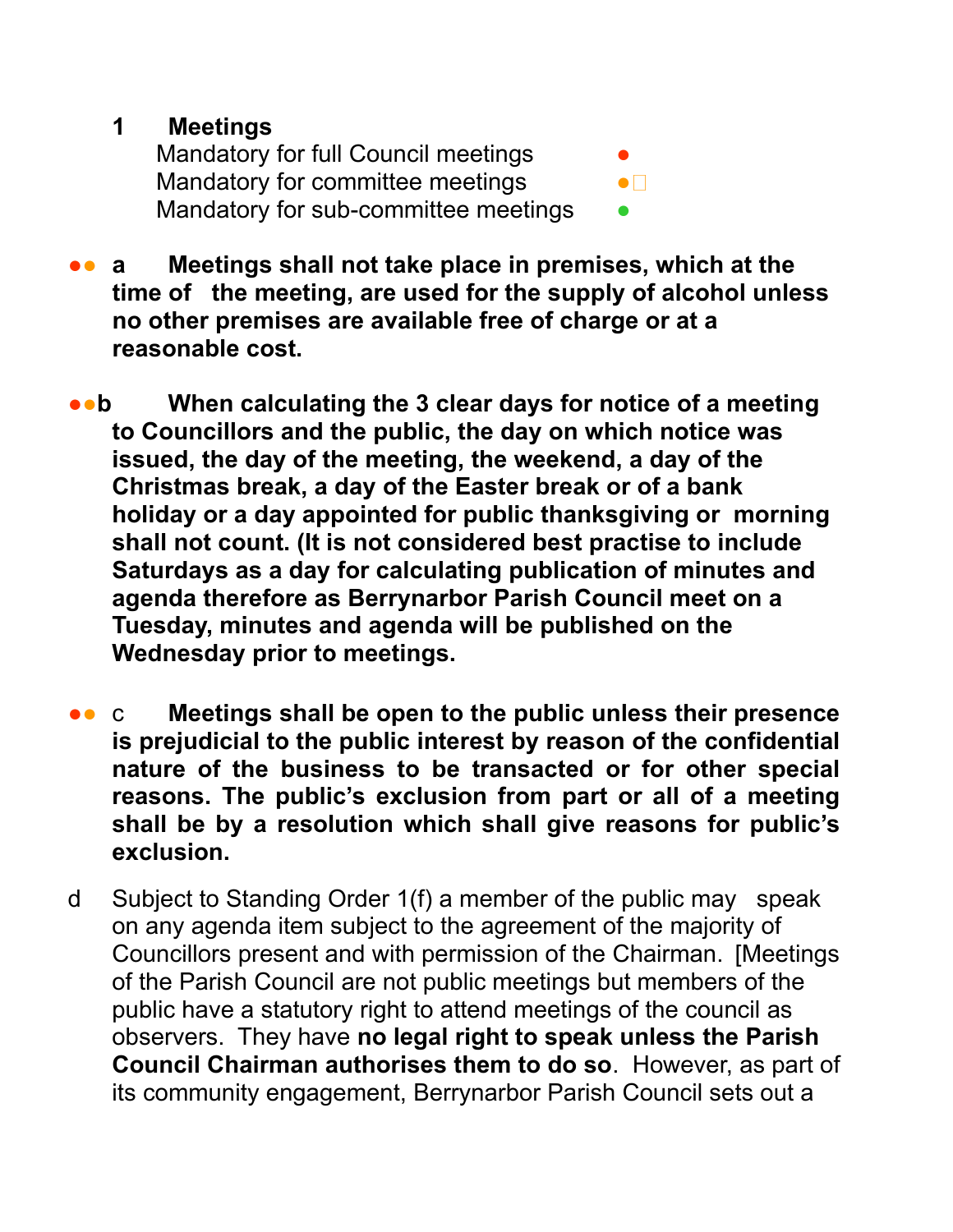## 1 Meetings

Mandatory for full Council meetings ●
Mandatory for committee meetings ●
Mandatory for sub-committee meetings ●

●● a **Meetings shall not take place in premises, which at the time of the meeting, are used for the supply of alcohol unless no other premises are available free of charge or at a reasonable cost.**

●● b **When calculating the 3 clear days for notice of a meeting to Councillors and the public, the day on which notice was issued, the day of the meeting, the weekend, a day of the Christmas break, a day of the Easter break or of a bank holiday or a day appointed for public thanksgiving or morning shall not count. (It is not considered best practise to include Saturdays as a day for calculating publication of minutes and agenda therefore as Berrynarbor Parish Council meet on a Tuesday, minutes and agenda will be published on the Wednesday prior to meetings.**

●● c **Meetings shall be open to the public unless their presence is prejudicial to the public interest by reason of the confidential nature of the business to be transacted or for other special reasons. The public's exclusion from part or all of a meeting shall be by a resolution which shall give reasons for public's exclusion.**

d Subject to Standing Order 1(f) a member of the public may speak on any agenda item subject to the agreement of the majority of Councillors present and with permission of the Chairman. [Meetings of the Parish Council are not public meetings but members of the public have a statutory right to attend meetings of the council as observers. They have **no legal right to speak unless the Parish Council Chairman authorises them to do so**. However, as part of its community engagement, Berrynarbor Parish Council sets out a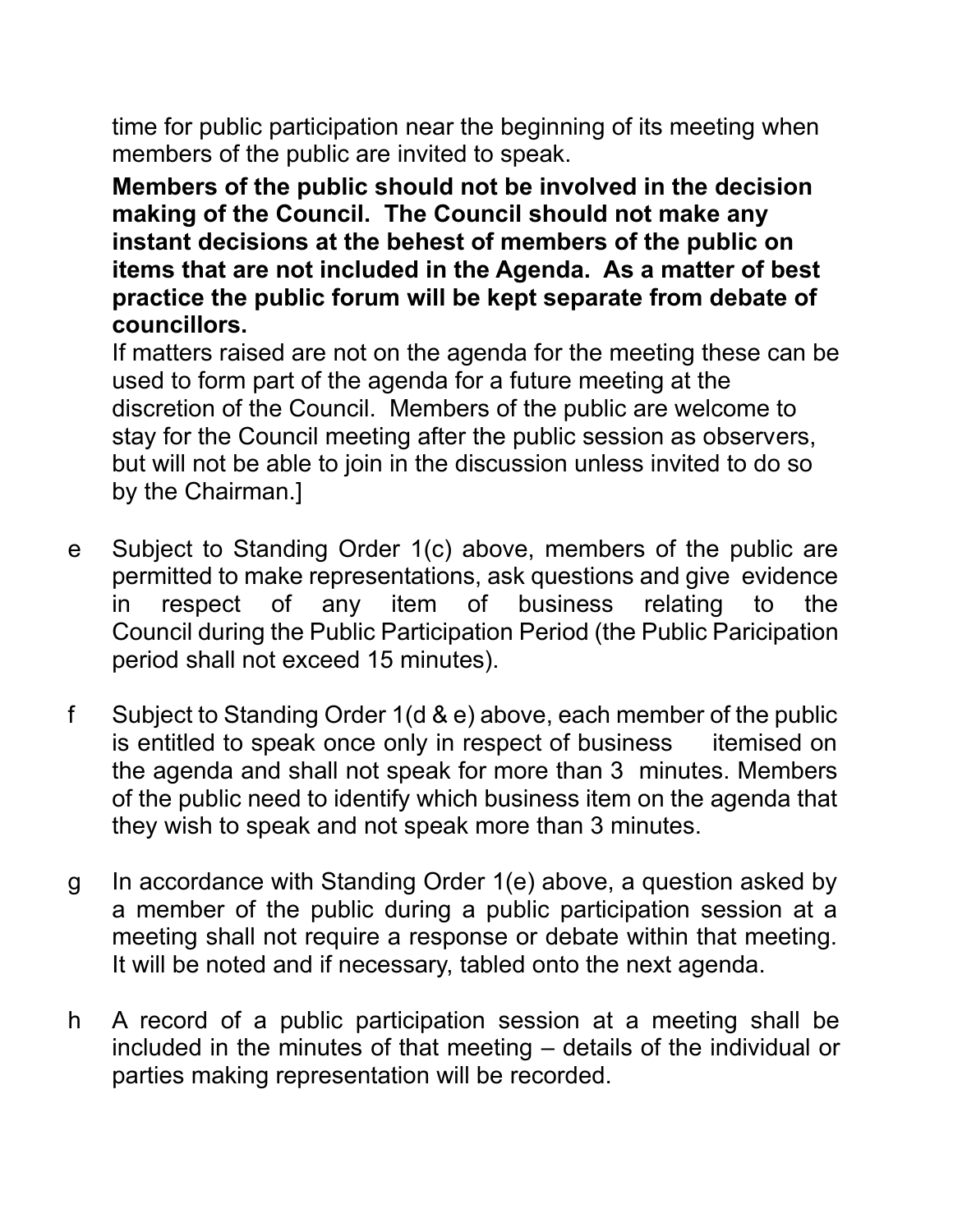time for public participation near the beginning of its meeting when members of the public are invited to speak.

**Members of the public should not be involved in the decision making of the Council. The Council should not make any instant decisions at the behest of members of the public on items that are not included in the Agenda. As a matter of best practice the public forum will be kept separate from debate of councillors.**

If matters raised are not on the agenda for the meeting these can be used to form part of the agenda for a future meeting at the discretion of the Council. Members of the public are welcome to stay for the Council meeting after the public session as observers, but will not be able to join in the discussion unless invited to do so by the Chairman.]

e Subject to Standing Order 1(c) above, members of the public are permitted to make representations, ask questions and give evidence in respect of any item of business relating to the Council during the Public Participation Period (the Public Paricipation period shall not exceed 15 minutes).

f Subject to Standing Order 1(d & e) above, each member of the public is entitled to speak once only in respect of business itemised on the agenda and shall not speak for more than 3 minutes. Members of the public need to identify which business item on the agenda that they wish to speak and not speak more than 3 minutes.

g In accordance with Standing Order 1(e) above, a question asked by a member of the public during a public participation session at a meeting shall not require a response or debate within that meeting. It will be noted and if necessary, tabled onto the next agenda.

h A record of a public participation session at a meeting shall be included in the minutes of that meeting – details of the individual or parties making representation will be recorded.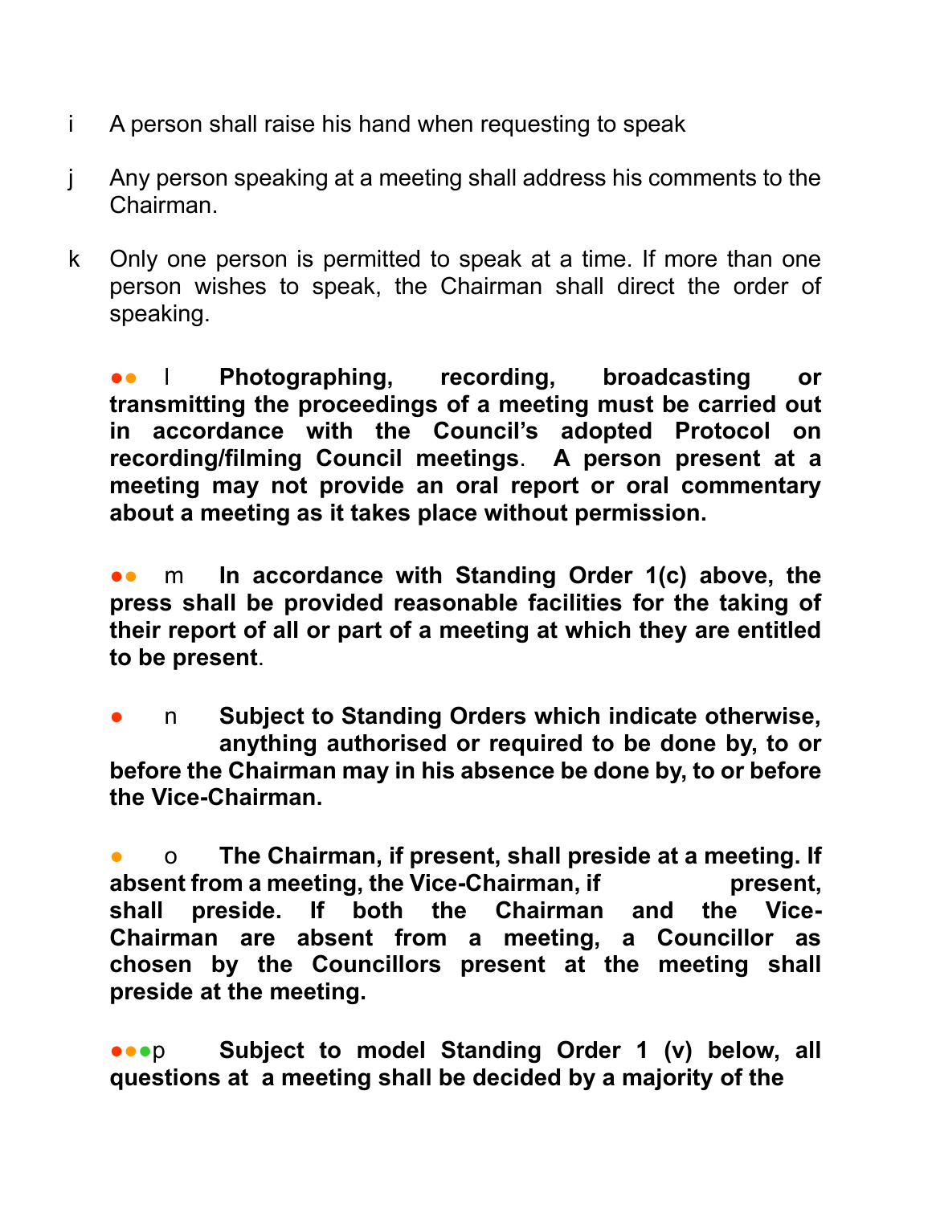i A person shall raise his hand when requesting to speak

j Any person speaking at a meeting shall address his comments to the Chairman.

k Only one person is permitted to speak at a time. If more than one person wishes to speak, the Chairman shall direct the order of speaking.

●● l **Photographing, recording, broadcasting or transmitting the proceedings of a meeting must be carried out in accordance with the Council's adopted Protocol on recording/filming Council meetings**. **A person present at a meeting may not provide an oral report or oral commentary about a meeting as it takes place without permission.**

●● m **In accordance with Standing Order 1(c) above, the press shall be provided reasonable facilities for the taking of their report of all or part of a meeting at which they are entitled to be present**.

● n **Subject to Standing Orders which indicate otherwise, anything authorised or required to be done by, to or before the Chairman may in his absence be done by, to or before the Vice-Chairman.**

● o **The Chairman, if present, shall preside at a meeting. If absent from a meeting, the Vice-Chairman, if present, shall preside. If both the Chairman and the Vice-Chairman are absent from a meeting, a Councillor as chosen by the Councillors present at the meeting shall preside at the meeting.**

●●●p **Subject to model Standing Order 1 (v) below, all questions at a meeting shall be decided by a majority of the**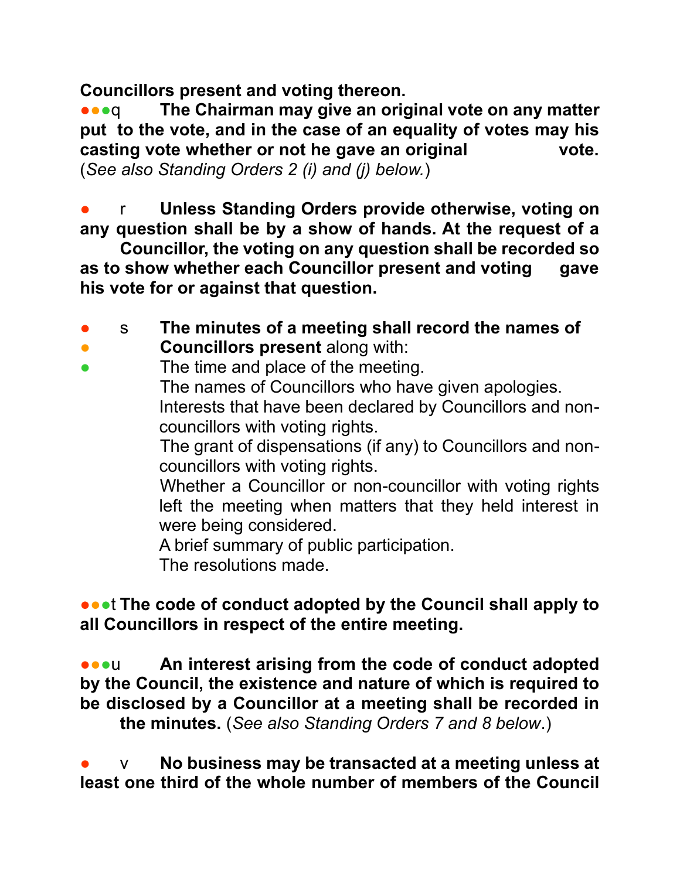**Councillors present and voting thereon.**

●●●q **The Chairman may give an original vote on any matter put to the vote, and in the case of an equality of votes may his casting vote whether or not he gave an original vote.** (*See also Standing Orders 2 (i) and (j) below.*)

● r **Unless Standing Orders provide otherwise, voting on any question shall be by a show of hands. At the request of a Councillor, the voting on any question shall be recorded so as to show whether each Councillor present and voting gave his vote for or against that question.**

● s **The minutes of a meeting shall record the names of**
● **Councillors present** along with:
● The time and place of the meeting.
The names of Councillors who have given apologies.
Interests that have been declared by Councillors and non-councillors with voting rights.
The grant of dispensations (if any) to Councillors and non-councillors with voting rights.
Whether a Councillor or non-councillor with voting rights left the meeting when matters that they held interest in were being considered.
A brief summary of public participation.
The resolutions made.

●●●t **The code of conduct adopted by the Council shall apply to all Councillors in respect of the entire meeting.**

●●●u **An interest arising from the code of conduct adopted by the Council, the existence and nature of which is required to be disclosed by a Councillor at a meeting shall be recorded in the minutes.** (*See also Standing Orders 7 and 8 below*.)

● v **No business may be transacted at a meeting unless at least one third of the whole number of members of the Council**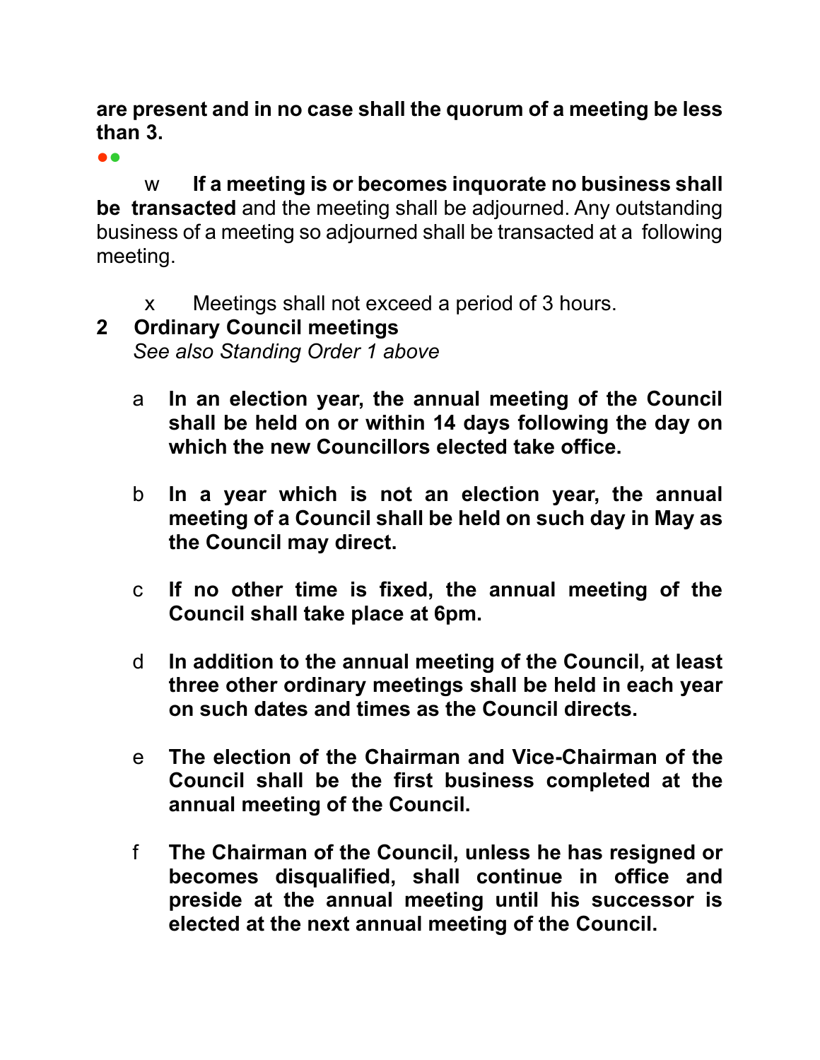**are present and in no case shall the quorum of a meeting be less than 3.**

w **If a meeting is or becomes inquorate no business shall be transacted** and the meeting shall be adjourned. Any outstanding business of a meeting so adjourned shall be transacted at a following meeting.

x Meetings shall not exceed a period of 3 hours.

## 2 Ordinary Council meetings

*See also Standing Order 1 above*

a **In an election year, the annual meeting of the Council shall be held on or within 14 days following the day on which the new Councillors elected take office.**

b **In a year which is not an election year, the annual meeting of a Council shall be held on such day in May as the Council may direct.**

c **If no other time is fixed, the annual meeting of the Council shall take place at 6pm.**

d **In addition to the annual meeting of the Council, at least three other ordinary meetings shall be held in each year on such dates and times as the Council directs.**

e **The election of the Chairman and Vice-Chairman of the Council shall be the first business completed at the annual meeting of the Council.**

f **The Chairman of the Council, unless he has resigned or becomes disqualified, shall continue in office and preside at the annual meeting until his successor is elected at the next annual meeting of the Council.**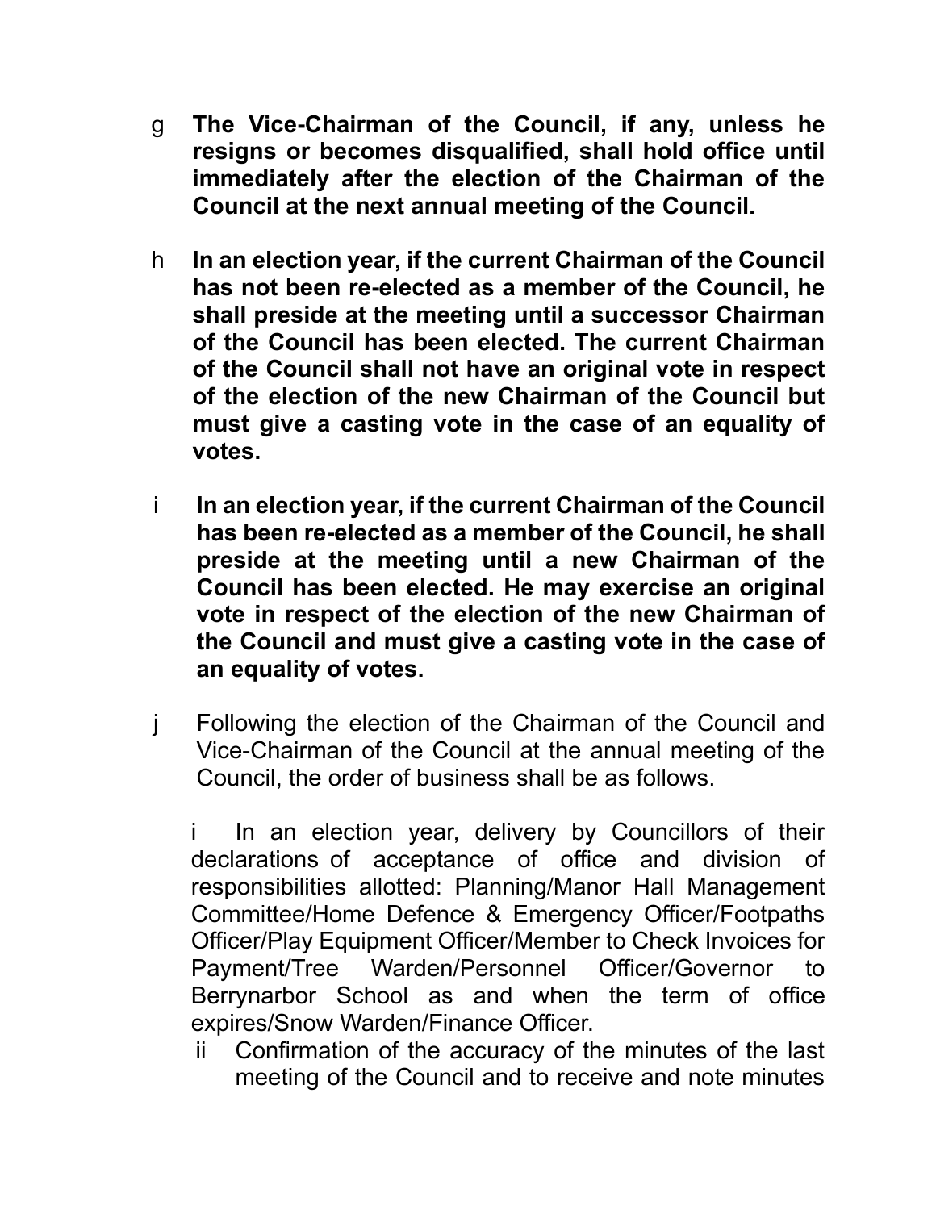g **The Vice-Chairman of the Council, if any, unless he resigns or becomes disqualified, shall hold office until immediately after the election of the Chairman of the Council at the next annual meeting of the Council.**

h **In an election year, if the current Chairman of the Council has not been re-elected as a member of the Council, he shall preside at the meeting until a successor Chairman of the Council has been elected. The current Chairman of the Council shall not have an original vote in respect of the election of the new Chairman of the Council but must give a casting vote in the case of an equality of votes.**

i **In an election year, if the current Chairman of the Council has been re-elected as a member of the Council, he shall preside at the meeting until a new Chairman of the Council has been elected. He may exercise an original vote in respect of the election of the new Chairman of the Council and must give a casting vote in the case of an equality of votes.**

j Following the election of the Chairman of the Council and Vice-Chairman of the Council at the annual meeting of the Council, the order of business shall be as follows.

i In an election year, delivery by Councillors of their declarations of acceptance of office and division of responsibilities allotted: Planning/Manor Hall Management Committee/Home Defence & Emergency Officer/Footpaths Officer/Play Equipment Officer/Member to Check Invoices for Payment/Tree Warden/Personnel Officer/Governor to Berrynarbor School as and when the term of office expires/Snow Warden/Finance Officer.

ii Confirmation of the accuracy of the minutes of the last meeting of the Council and to receive and note minutes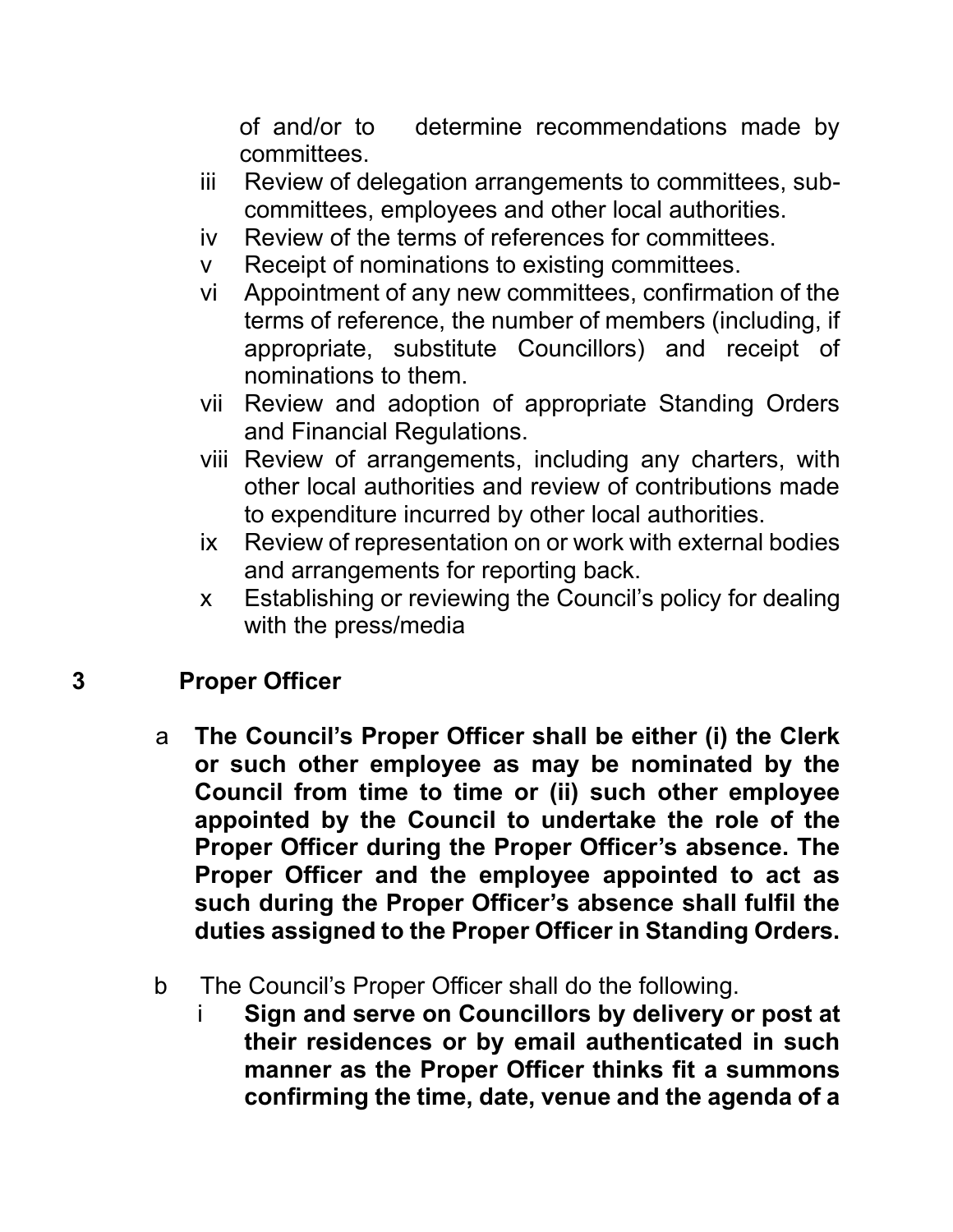of and/or to determine recommendations made by committees.

iii Review of delegation arrangements to committees, sub-committees, employees and other local authorities.

iv Review of the terms of references for committees.

v Receipt of nominations to existing committees.

vi Appointment of any new committees, confirmation of the terms of reference, the number of members (including, if appropriate, substitute Councillors) and receipt of nominations to them.

vii Review and adoption of appropriate Standing Orders and Financial Regulations.

viii Review of arrangements, including any charters, with other local authorities and review of contributions made to expenditure incurred by other local authorities.

ix Review of representation on or work with external bodies and arrangements for reporting back.

x Establishing or reviewing the Council's policy for dealing with the press/media

## 3 Proper Officer

a **The Council's Proper Officer shall be either (i) the Clerk or such other employee as may be nominated by the Council from time to time or (ii) such other employee appointed by the Council to undertake the role of the Proper Officer during the Proper Officer's absence. The Proper Officer and the employee appointed to act as such during the Proper Officer's absence shall fulfil the duties assigned to the Proper Officer in Standing Orders.**

b The Council's Proper Officer shall do the following.

i **Sign and serve on Councillors by delivery or post at their residences or by email authenticated in such manner as the Proper Officer thinks fit a summons confirming the time, date, venue and the agenda of a**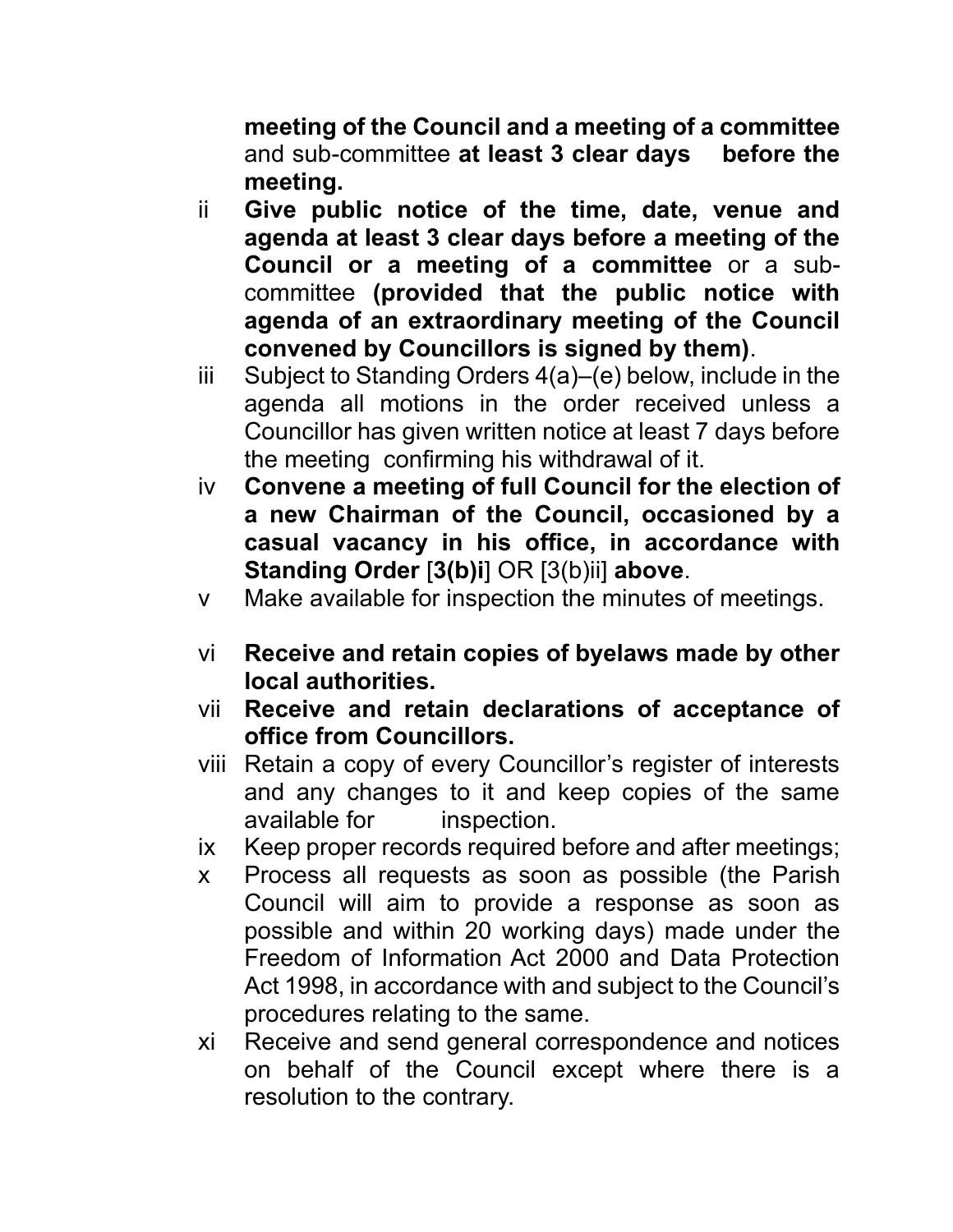**meeting of the Council and a meeting of a committee** and sub-committee **at least 3 clear days before the meeting.**

ii **Give public notice of the time, date, venue and agenda at least 3 clear days before a meeting of the Council or a meeting of a committee** or a sub-committee **(provided that the public notice with agenda of an extraordinary meeting of the Council convened by Councillors is signed by them)**.

iii Subject to Standing Orders 4(a)–(e) below, include in the agenda all motions in the order received unless a Councillor has given written notice at least 7 days before the meeting confirming his withdrawal of it.

iv **Convene a meeting of full Council for the election of a new Chairman of the Council, occasioned by a casual vacancy in his office, in accordance with Standing Order** [**3(b)i**] OR [3(b)ii] **above**.

v Make available for inspection the minutes of meetings.

vi **Receive and retain copies of byelaws made by other local authorities.**

vii **Receive and retain declarations of acceptance of office from Councillors.**

viii Retain a copy of every Councillor's register of interests and any changes to it and keep copies of the same available for inspection.

ix Keep proper records required before and after meetings;

x Process all requests as soon as possible (the Parish Council will aim to provide a response as soon as possible and within 20 working days) made under the Freedom of Information Act 2000 and Data Protection Act 1998, in accordance with and subject to the Council's procedures relating to the same.

xi Receive and send general correspondence and notices on behalf of the Council except where there is a resolution to the contrary.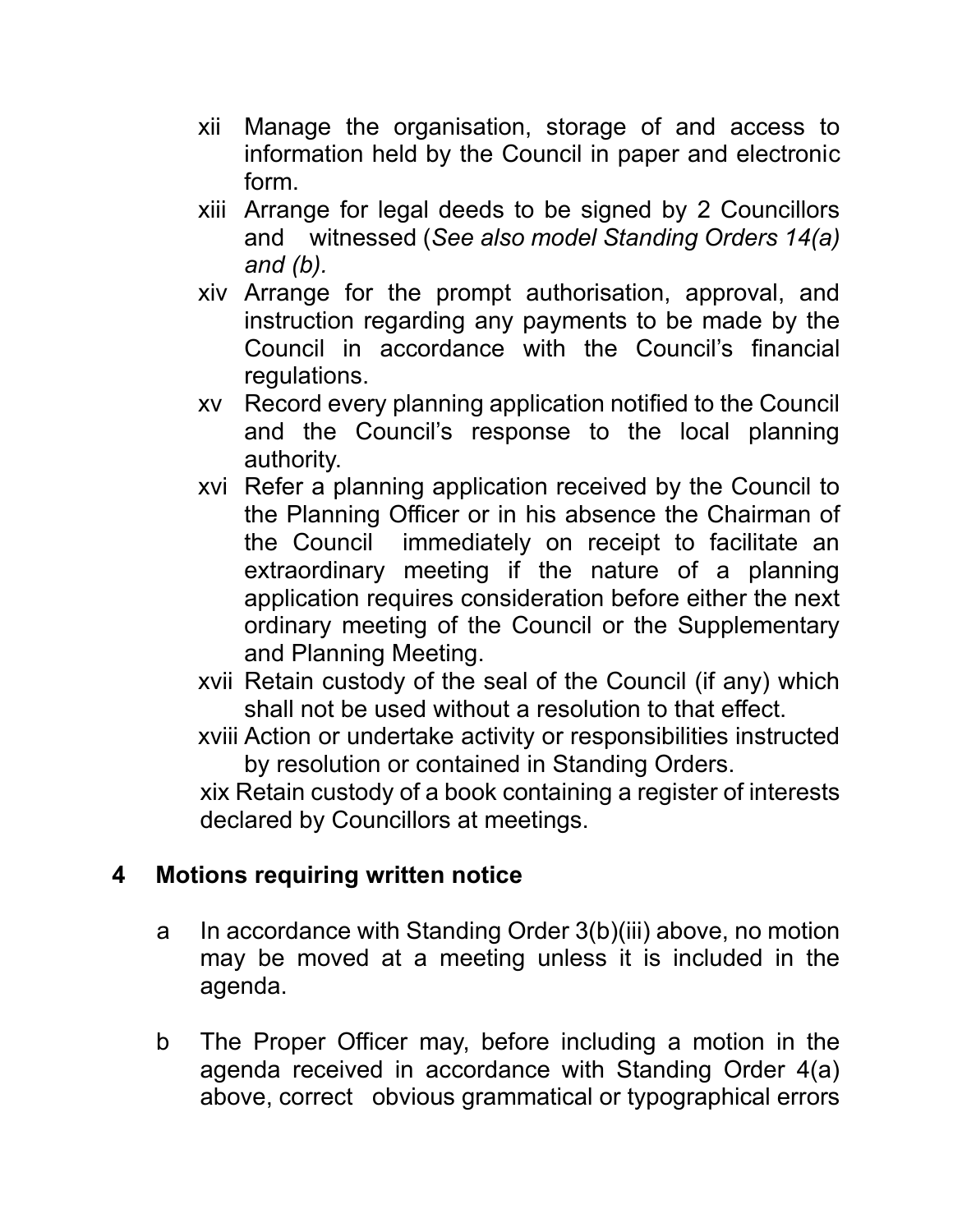- xii Manage the organisation, storage of and access to information held by the Council in paper and electronic form.
- xiii Arrange for legal deeds to be signed by 2 Councillors and witnessed (*See also model Standing Orders 14(a) and (b).*
- xiv Arrange for the prompt authorisation, approval, and instruction regarding any payments to be made by the Council in accordance with the Council's financial regulations.
- xv Record every planning application notified to the Council and the Council's response to the local planning authority.
- xvi Refer a planning application received by the Council to the Planning Officer or in his absence the Chairman of the Council immediately on receipt to facilitate an extraordinary meeting if the nature of a planning application requires consideration before either the next ordinary meeting of the Council or the Supplementary and Planning Meeting.
- xvii Retain custody of the seal of the Council (if any) which shall not be used without a resolution to that effect.
- xviii Action or undertake activity or responsibilities instructed by resolution or contained in Standing Orders.
- xix Retain custody of a book containing a register of interests declared by Councillors at meetings.

## 4 Motions requiring written notice

a In accordance with Standing Order 3(b)(iii) above, no motion may be moved at a meeting unless it is included in the agenda.

b The Proper Officer may, before including a motion in the agenda received in accordance with Standing Order 4(a) above, correct obvious grammatical or typographical errors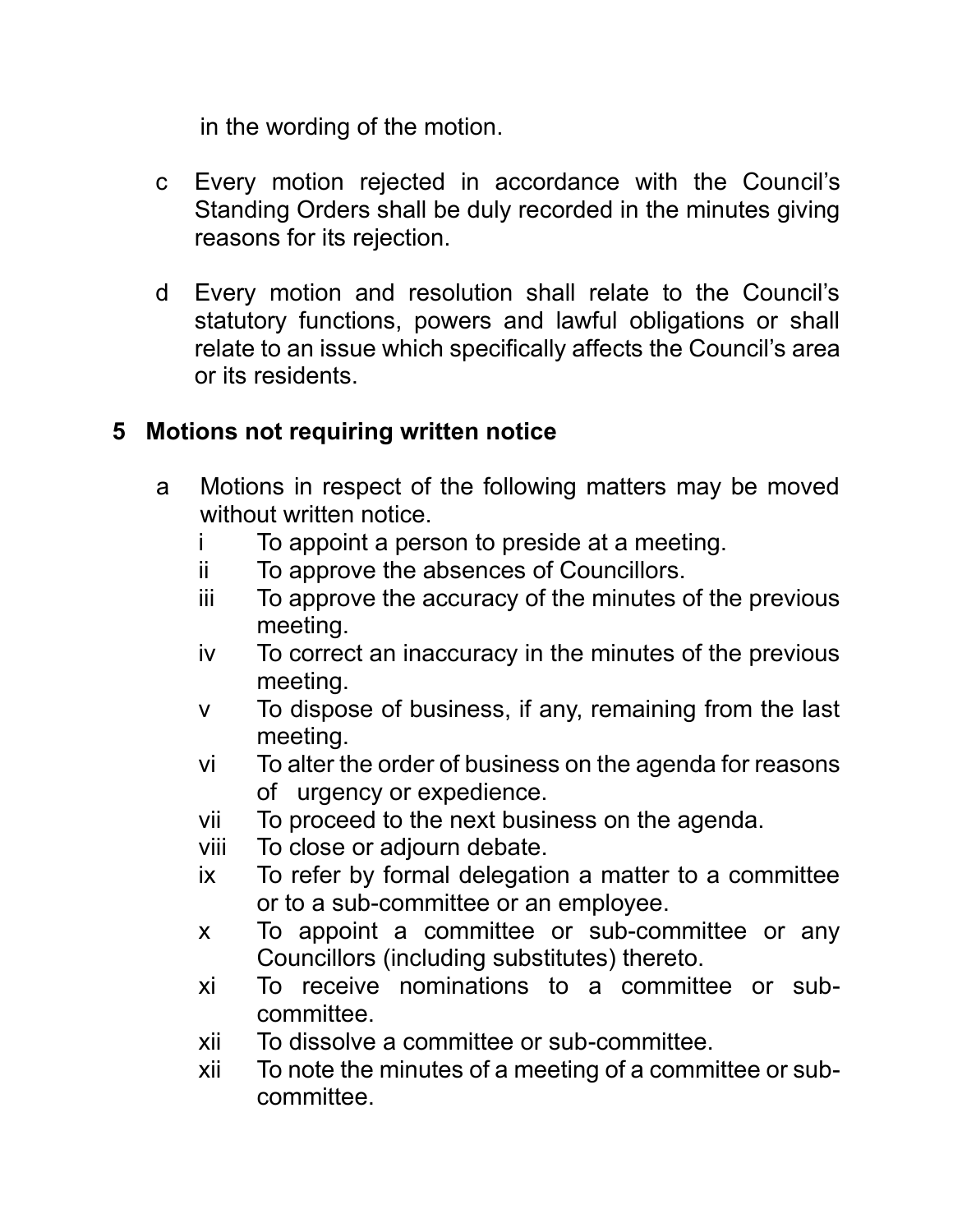in the wording of the motion.

c Every motion rejected in accordance with the Council's Standing Orders shall be duly recorded in the minutes giving reasons for its rejection.

d Every motion and resolution shall relate to the Council's statutory functions, powers and lawful obligations or shall relate to an issue which specifically affects the Council's area or its residents.

## 5 Motions not requiring written notice

a Motions in respect of the following matters may be moved without written notice.

i To appoint a person to preside at a meeting.
ii To approve the absences of Councillors.
iii To approve the accuracy of the minutes of the previous meeting.
iv To correct an inaccuracy in the minutes of the previous meeting.
v To dispose of business, if any, remaining from the last meeting.
vi To alter the order of business on the agenda for reasons of urgency or expedience.
vii To proceed to the next business on the agenda.
viii To close or adjourn debate.
ix To refer by formal delegation a matter to a committee or to a sub-committee or an employee.
x To appoint a committee or sub-committee or any Councillors (including substitutes) thereto.
xi To receive nominations to a committee or sub-committee.
xii To dissolve a committee or sub-committee.
xii To note the minutes of a meeting of a committee or sub-committee.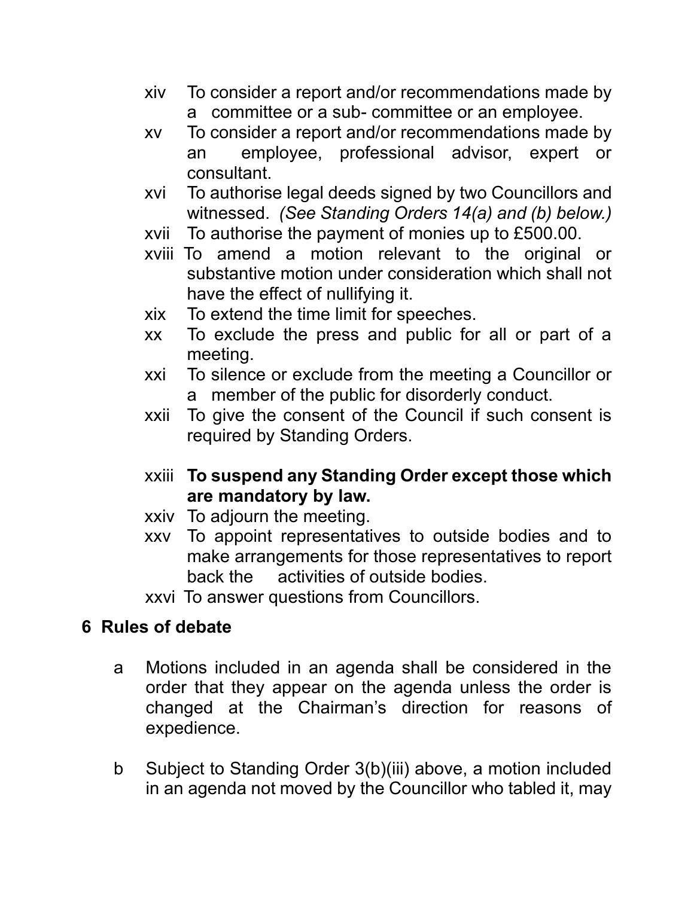xiv To consider a report and/or recommendations made by a committee or a sub- committee or an employee.

xv To consider a report and/or recommendations made by an employee, professional advisor, expert or consultant.

xvi To authorise legal deeds signed by two Councillors and witnessed. *(See Standing Orders 14(a) and (b) below.)*

xvii To authorise the payment of monies up to £500.00.

xviii To amend a motion relevant to the original or substantive motion under consideration which shall not have the effect of nullifying it.

xix To extend the time limit for speeches.

xx To exclude the press and public for all or part of a meeting.

xxi To silence or exclude from the meeting a Councillor or a member of the public for disorderly conduct.

xxii To give the consent of the Council if such consent is required by Standing Orders.

xxiii **To suspend any Standing Order except those which are mandatory by law.**

xxiv To adjourn the meeting.

xxv To appoint representatives to outside bodies and to make arrangements for those representatives to report back the activities of outside bodies.

xxvi To answer questions from Councillors.

## 6 Rules of debate

a Motions included in an agenda shall be considered in the order that they appear on the agenda unless the order is changed at the Chairman's direction for reasons of expedience.

b Subject to Standing Order 3(b)(iii) above, a motion included in an agenda not moved by the Councillor who tabled it, may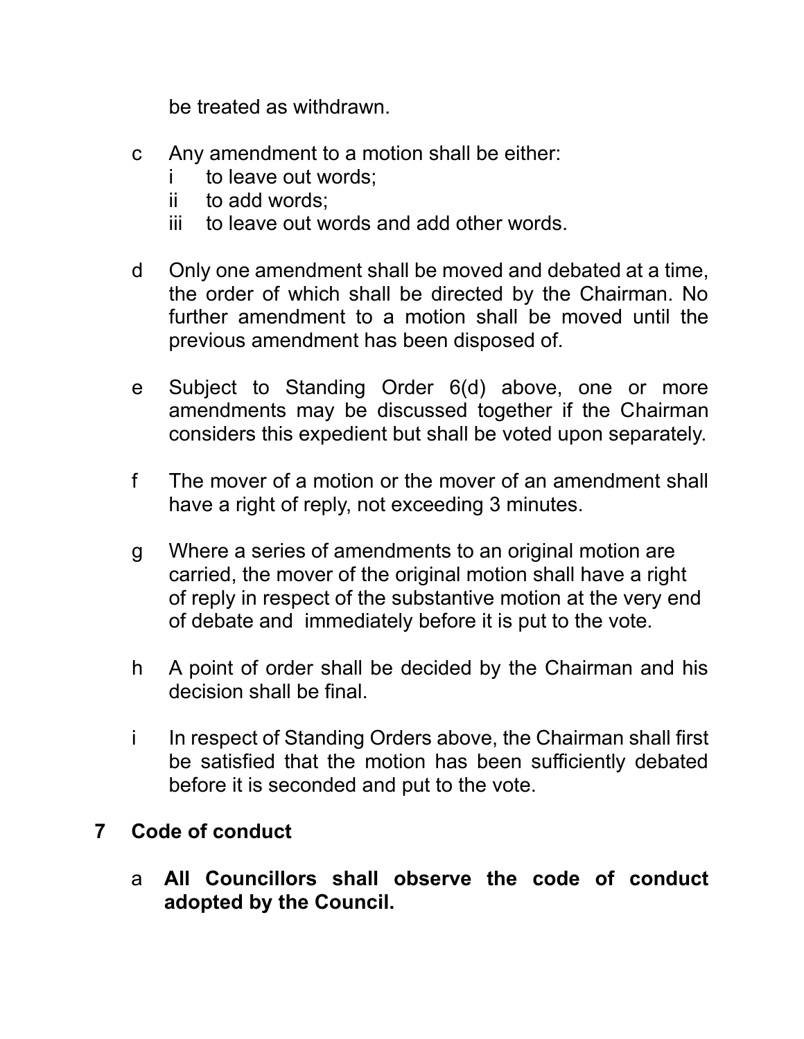be treated as withdrawn.

c Any amendment to a motion shall be either:
   i to leave out words;
   ii to add words;
   iii to leave out words and add other words.

d Only one amendment shall be moved and debated at a time, the order of which shall be directed by the Chairman. No further amendment to a motion shall be moved until the previous amendment has been disposed of.

e Subject to Standing Order 6(d) above, one or more amendments may be discussed together if the Chairman considers this expedient but shall be voted upon separately.

f The mover of a motion or the mover of an amendment shall have a right of reply, not exceeding 3 minutes.

g Where a series of amendments to an original motion are carried, the mover of the original motion shall have a right of reply in respect of the substantive motion at the very end of debate and immediately before it is put to the vote.

h A point of order shall be decided by the Chairman and his decision shall be final.

i In respect of Standing Orders above, the Chairman shall first be satisfied that the motion has been sufficiently debated before it is seconded and put to the vote.

## 7 Code of conduct

a **All Councillors shall observe the code of conduct adopted by the Council.**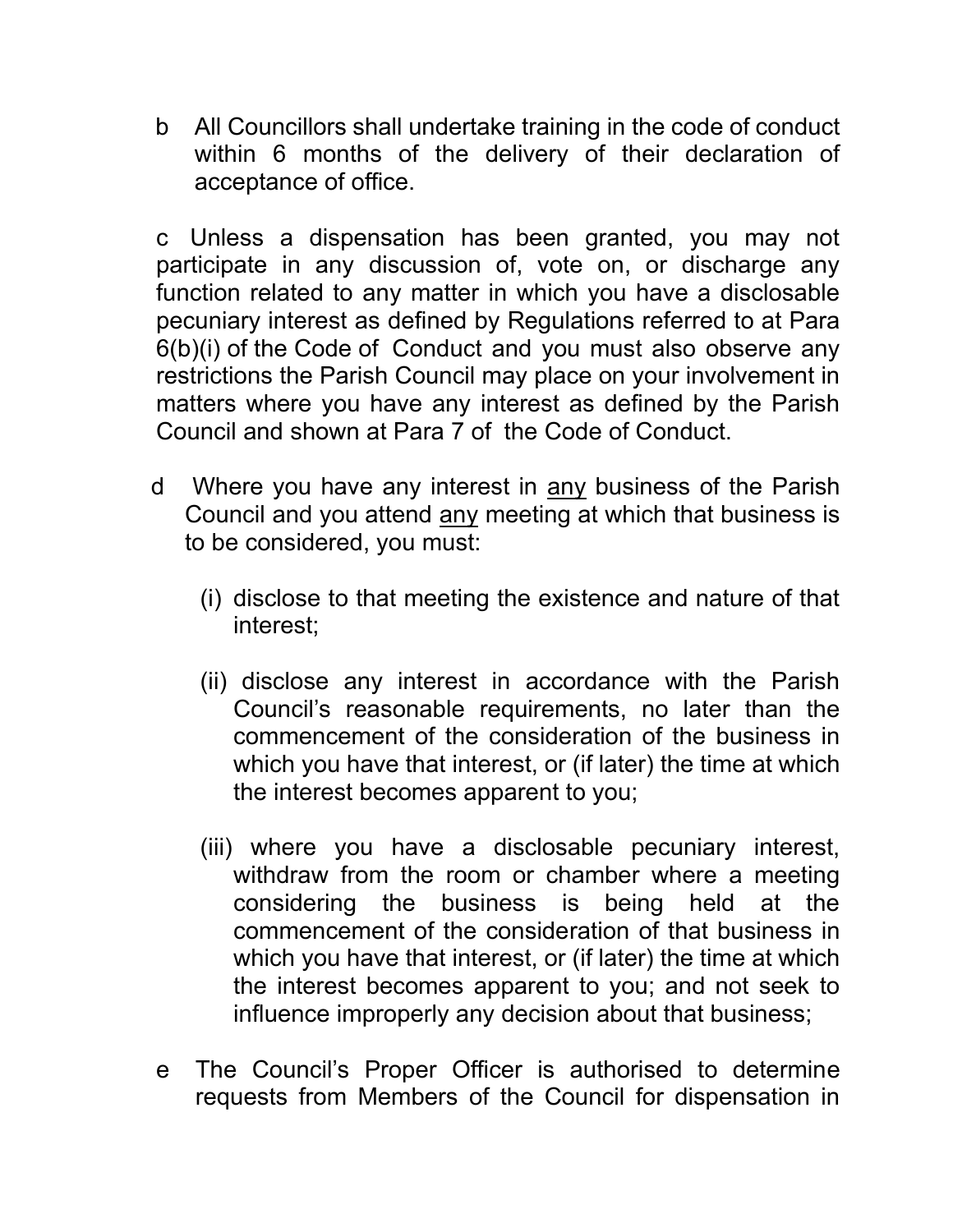b All Councillors shall undertake training in the code of conduct within 6 months of the delivery of their declaration of acceptance of office.

c Unless a dispensation has been granted, you may not participate in any discussion of, vote on, or discharge any function related to any matter in which you have a disclosable pecuniary interest as defined by Regulations referred to at Para 6(b)(i) of the Code of Conduct and you must also observe any restrictions the Parish Council may place on your involvement in matters where you have any interest as defined by the Parish Council and shown at Para 7 of the Code of Conduct.

d Where you have any interest in <u>any</u> business of the Parish Council and you attend <u>any</u> meeting at which that business is to be considered, you must:

(i) disclose to that meeting the existence and nature of that interest;

(ii) disclose any interest in accordance with the Parish Council's reasonable requirements, no later than the commencement of the consideration of the business in which you have that interest, or (if later) the time at which the interest becomes apparent to you;

(iii) where you have a disclosable pecuniary interest, withdraw from the room or chamber where a meeting considering the business is being held at the commencement of the consideration of that business in which you have that interest, or (if later) the time at which the interest becomes apparent to you; and not seek to influence improperly any decision about that business;

e The Council's Proper Officer is authorised to determine requests from Members of the Council for dispensation in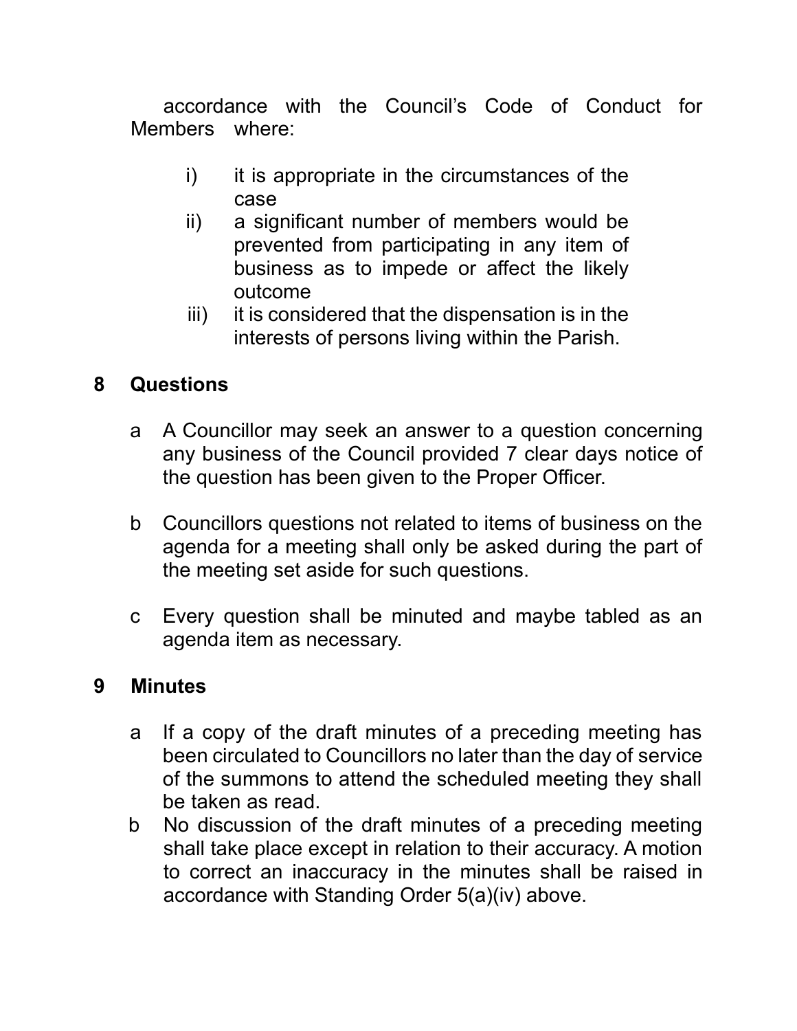accordance with the Council's Code of Conduct for Members where:

- i) it is appropriate in the circumstances of the case
- ii) a significant number of members would be prevented from participating in any item of business as to impede or affect the likely outcome
- iii) it is considered that the dispensation is in the interests of persons living within the Parish.

## 8 Questions

a A Councillor may seek an answer to a question concerning any business of the Council provided 7 clear days notice of the question has been given to the Proper Officer.

b Councillors questions not related to items of business on the agenda for a meeting shall only be asked during the part of the meeting set aside for such questions.

c Every question shall be minuted and maybe tabled as an agenda item as necessary.

## 9 Minutes

a If a copy of the draft minutes of a preceding meeting has been circulated to Councillors no later than the day of service of the summons to attend the scheduled meeting they shall be taken as read.

b No discussion of the draft minutes of a preceding meeting shall take place except in relation to their accuracy. A motion to correct an inaccuracy in the minutes shall be raised in accordance with Standing Order 5(a)(iv) above.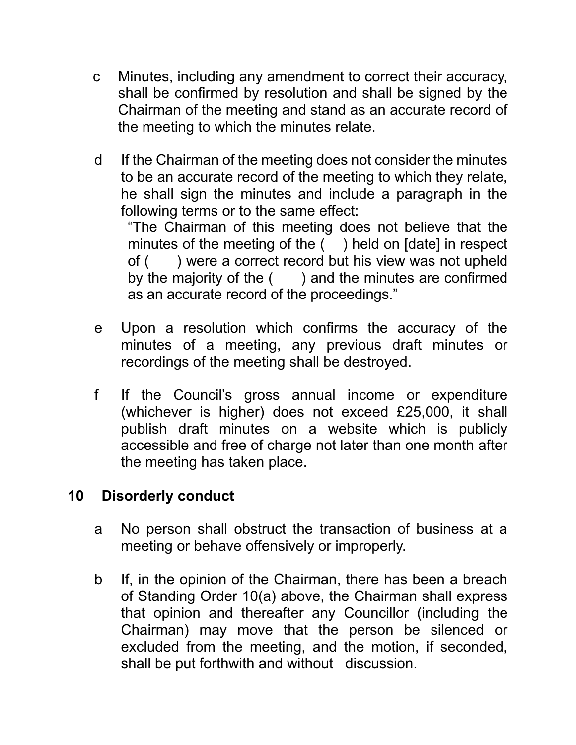c Minutes, including any amendment to correct their accuracy, shall be confirmed by resolution and shall be signed by the Chairman of the meeting and stand as an accurate record of the meeting to which the minutes relate.

d If the Chairman of the meeting does not consider the minutes to be an accurate record of the meeting to which they relate, he shall sign the minutes and include a paragraph in the following terms or to the same effect:

"The Chairman of this meeting does not believe that the minutes of the meeting of the ( ) held on [date] in respect of ( ) were a correct record but his view was not upheld by the majority of the ( ) and the minutes are confirmed as an accurate record of the proceedings."

e Upon a resolution which confirms the accuracy of the minutes of a meeting, any previous draft minutes or recordings of the meeting shall be destroyed.

f If the Council's gross annual income or expenditure (whichever is higher) does not exceed £25,000, it shall publish draft minutes on a website which is publicly accessible and free of charge not later than one month after the meeting has taken place.

## 10 Disorderly conduct

a No person shall obstruct the transaction of business at a meeting or behave offensively or improperly.

b If, in the opinion of the Chairman, there has been a breach of Standing Order 10(a) above, the Chairman shall express that opinion and thereafter any Councillor (including the Chairman) may move that the person be silenced or excluded from the meeting, and the motion, if seconded, shall be put forthwith and without discussion.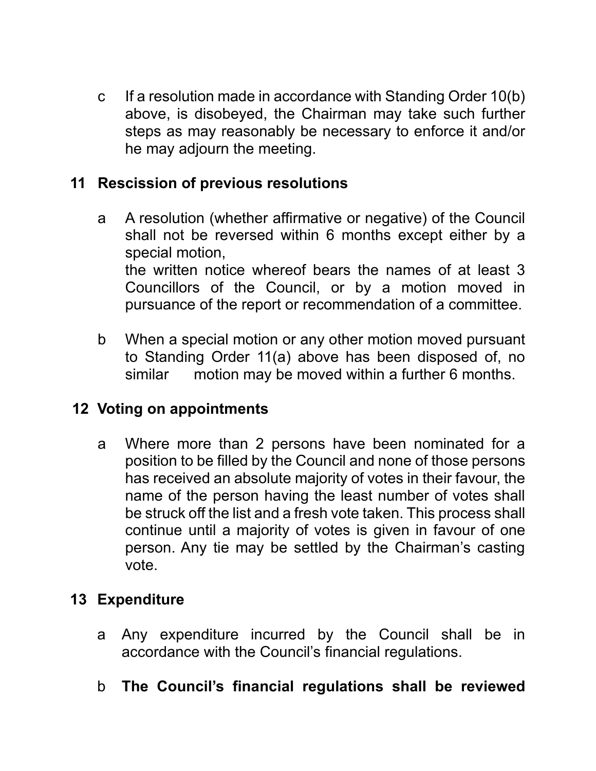c If a resolution made in accordance with Standing Order 10(b) above, is disobeyed, the Chairman may take such further steps as may reasonably be necessary to enforce it and/or he may adjourn the meeting.

## 11 Rescission of previous resolutions

a A resolution (whether affirmative or negative) of the Council shall not be reversed within 6 months except either by a special motion,
the written notice whereof bears the names of at least 3 Councillors of the Council, or by a motion moved in pursuance of the report or recommendation of a committee.

b When a special motion or any other motion moved pursuant to Standing Order 11(a) above has been disposed of, no similar motion may be moved within a further 6 months.

## 12 Voting on appointments

a Where more than 2 persons have been nominated for a position to be filled by the Council and none of those persons has received an absolute majority of votes in their favour, the name of the person having the least number of votes shall be struck off the list and a fresh vote taken. This process shall continue until a majority of votes is given in favour of one person. Any tie may be settled by the Chairman's casting vote.

## 13 Expenditure

a Any expenditure incurred by the Council shall be in accordance with the Council's financial regulations.

b **The Council's financial regulations shall be reviewed**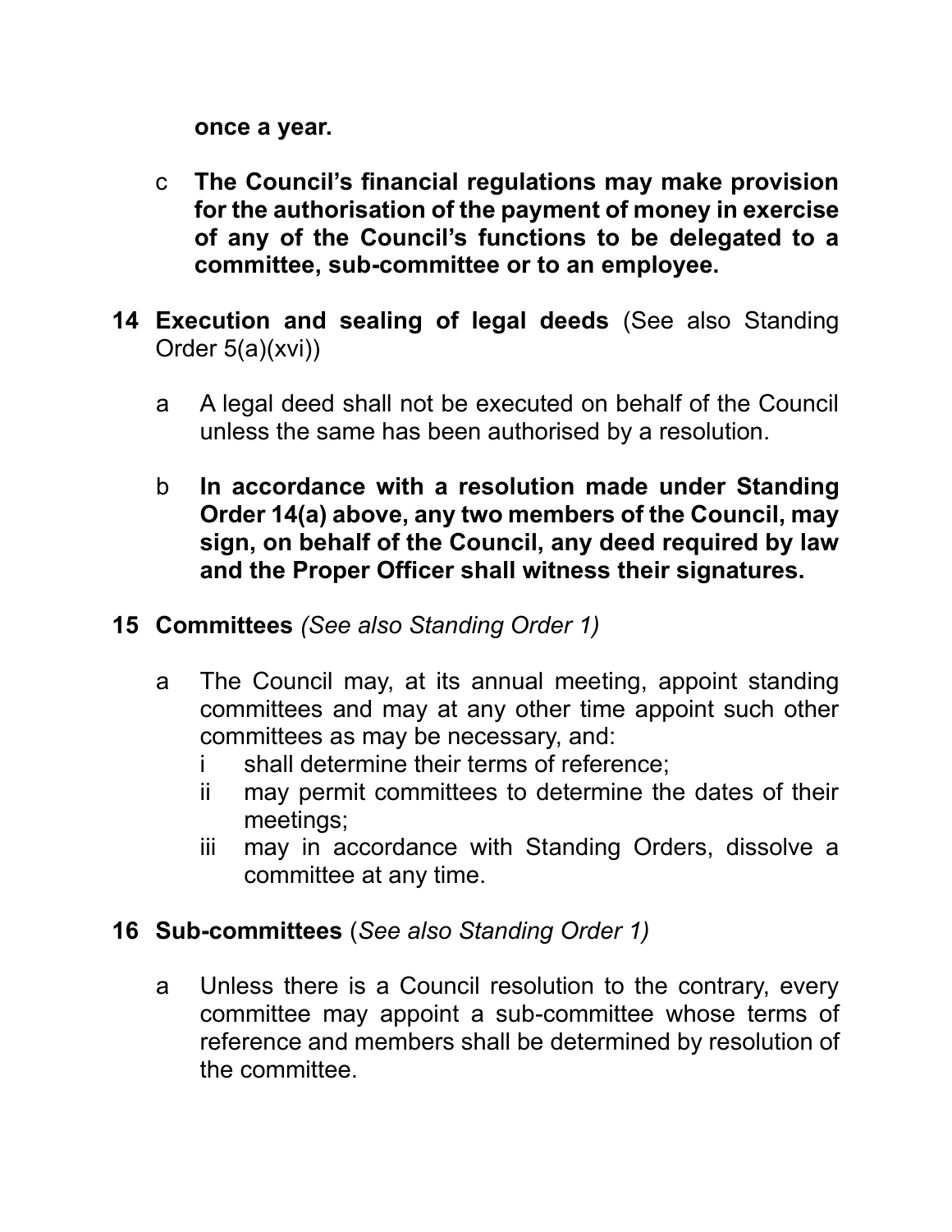**once a year.**

c **The Council's financial regulations may make provision for the authorisation of the payment of money in exercise of any of the Council's functions to be delegated to a committee, sub-committee or to an employee.**

## 14 Execution and sealing of legal deeds (See also Standing Order 5(a)(xvi))

a A legal deed shall not be executed on behalf of the Council unless the same has been authorised by a resolution.

b **In accordance with a resolution made under Standing Order 14(a) above, any two members of the Council, may sign, on behalf of the Council, any deed required by law and the Proper Officer shall witness their signatures.**

## 15 Committees *(See also Standing Order 1)*

a The Council may, at its annual meeting, appoint standing committees and may at any other time appoint such other committees as may be necessary, and:

- i shall determine their terms of reference;
- ii may permit committees to determine the dates of their meetings;
- iii may in accordance with Standing Orders, dissolve a committee at any time.

## 16 Sub-committees (*See also Standing Order 1)*

a Unless there is a Council resolution to the contrary, every committee may appoint a sub-committee whose terms of reference and members shall be determined by resolution of the committee.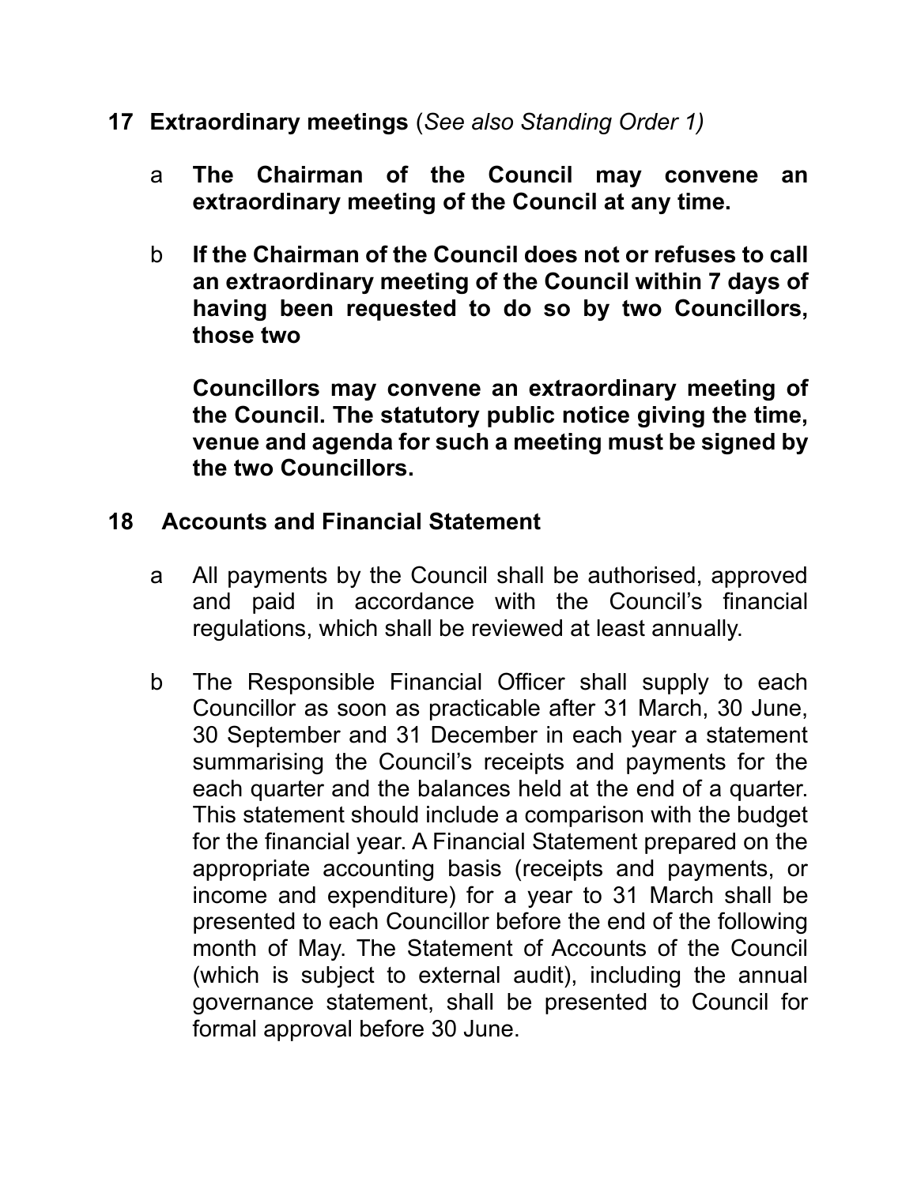## 17 Extraordinary meetings (*See also Standing Order 1)*

a **The Chairman of the Council may convene an extraordinary meeting of the Council at any time.**

b **If the Chairman of the Council does not or refuses to call an extraordinary meeting of the Council within 7 days of having been requested to do so by two Councillors, those two**

**Councillors may convene an extraordinary meeting of the Council. The statutory public notice giving the time, venue and agenda for such a meeting must be signed by the two Councillors.**

## 18 Accounts and Financial Statement

a All payments by the Council shall be authorised, approved and paid in accordance with the Council's financial regulations, which shall be reviewed at least annually.

b The Responsible Financial Officer shall supply to each Councillor as soon as practicable after 31 March, 30 June, 30 September and 31 December in each year a statement summarising the Council's receipts and payments for the each quarter and the balances held at the end of a quarter. This statement should include a comparison with the budget for the financial year. A Financial Statement prepared on the appropriate accounting basis (receipts and payments, or income and expenditure) for a year to 31 March shall be presented to each Councillor before the end of the following month of May. The Statement of Accounts of the Council (which is subject to external audit), including the annual governance statement, shall be presented to Council for formal approval before 30 June.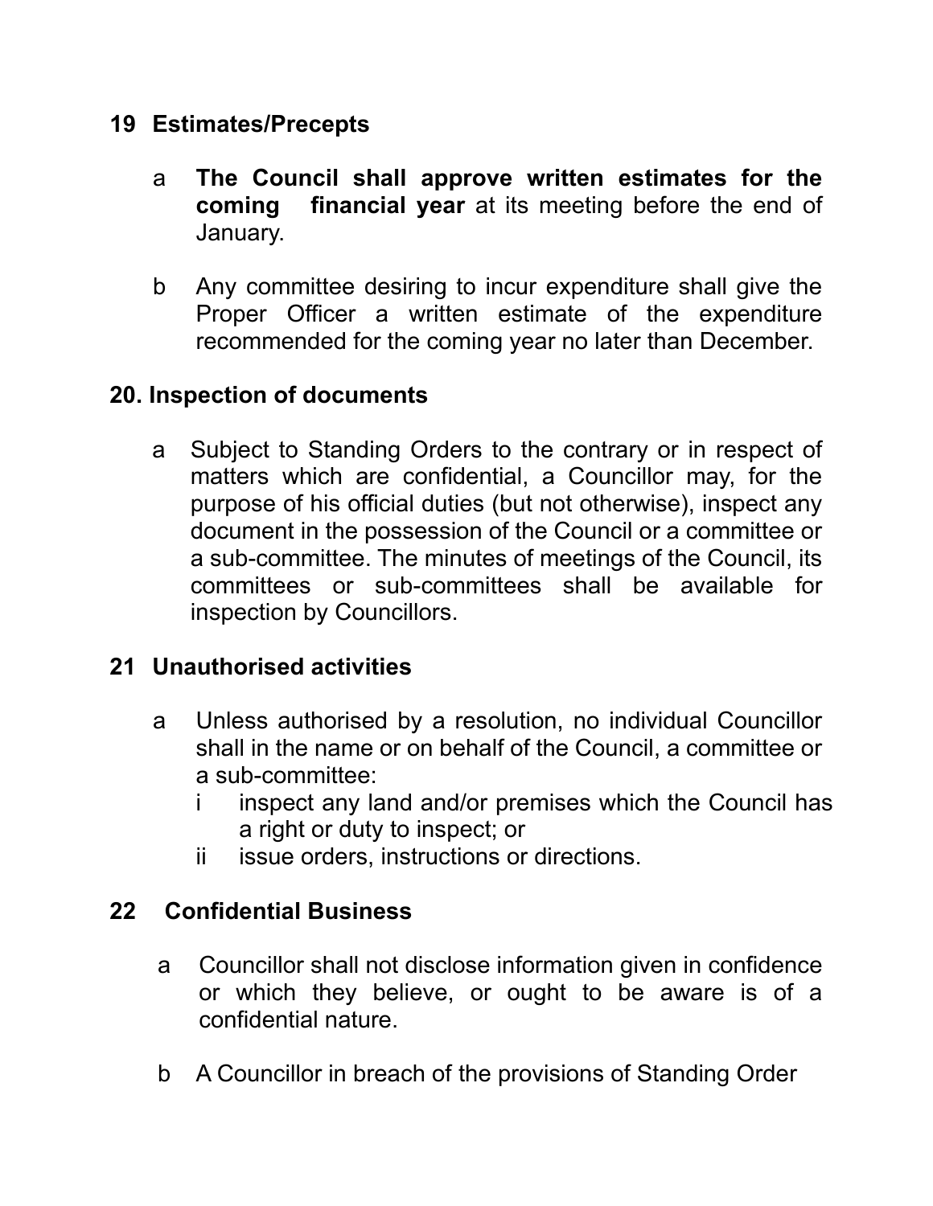## 19 Estimates/Precepts

a **The Council shall approve written estimates for the coming financial year** at its meeting before the end of January.

b Any committee desiring to incur expenditure shall give the Proper Officer a written estimate of the expenditure recommended for the coming year no later than December.

## 20. Inspection of documents

a Subject to Standing Orders to the contrary or in respect of matters which are confidential, a Councillor may, for the purpose of his official duties (but not otherwise), inspect any document in the possession of the Council or a committee or a sub-committee. The minutes of meetings of the Council, its committees or sub-committees shall be available for inspection by Councillors.

## 21 Unauthorised activities

a Unless authorised by a resolution, no individual Councillor shall in the name or on behalf of the Council, a committee or a sub-committee:

- i inspect any land and/or premises which the Council has a right or duty to inspect; or
- ii issue orders, instructions or directions.

## 22 Confidential Business

a Councillor shall not disclose information given in confidence or which they believe, or ought to be aware is of a confidential nature.

b A Councillor in breach of the provisions of Standing Order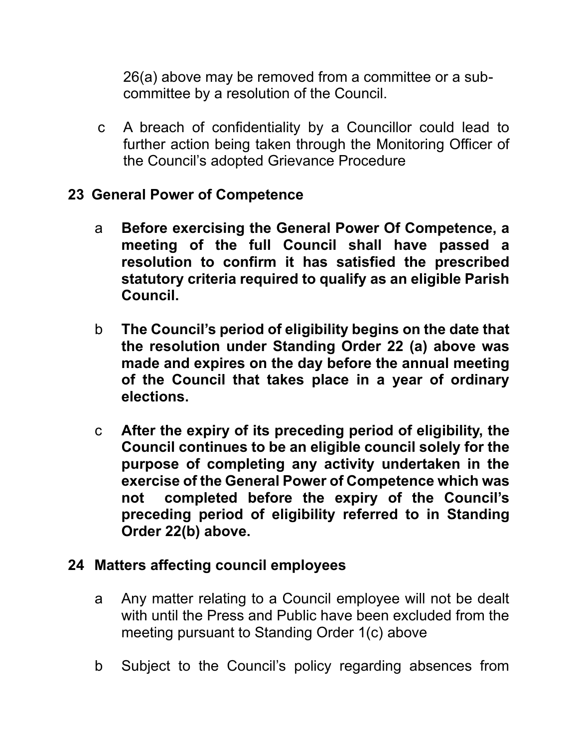26(a) above may be removed from a committee or a sub-committee by a resolution of the Council.

c A breach of confidentiality by a Councillor could lead to further action being taken through the Monitoring Officer of the Council's adopted Grievance Procedure

## 23 General Power of Competence

a **Before exercising the General Power Of Competence, a meeting of the full Council shall have passed a resolution to confirm it has satisfied the prescribed statutory criteria required to qualify as an eligible Parish Council.**

b **The Council's period of eligibility begins on the date that the resolution under Standing Order 22 (a) above was made and expires on the day before the annual meeting of the Council that takes place in a year of ordinary elections.**

c **After the expiry of its preceding period of eligibility, the Council continues to be an eligible council solely for the purpose of completing any activity undertaken in the exercise of the General Power of Competence which was not completed before the expiry of the Council's preceding period of eligibility referred to in Standing Order 22(b) above.**

## 24 Matters affecting council employees

a Any matter relating to a Council employee will not be dealt with until the Press and Public have been excluded from the meeting pursuant to Standing Order 1(c) above

b Subject to the Council's policy regarding absences from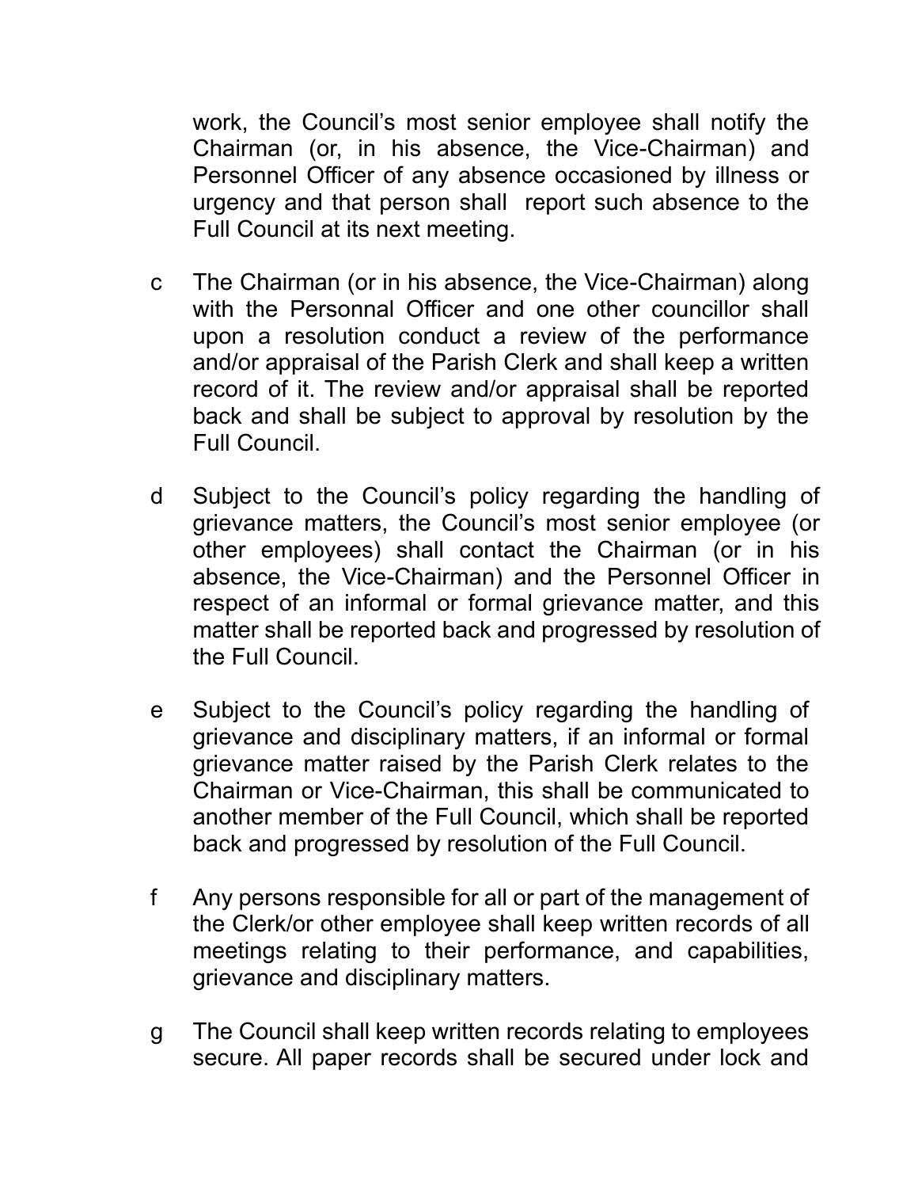work, the Council's most senior employee shall notify the Chairman (or, in his absence, the Vice-Chairman) and Personnel Officer of any absence occasioned by illness or urgency and that person shall report such absence to the Full Council at its next meeting.

c The Chairman (or in his absence, the Vice-Chairman) along with the Personnal Officer and one other councillor shall upon a resolution conduct a review of the performance and/or appraisal of the Parish Clerk and shall keep a written record of it. The review and/or appraisal shall be reported back and shall be subject to approval by resolution by the Full Council.

d Subject to the Council's policy regarding the handling of grievance matters, the Council's most senior employee (or other employees) shall contact the Chairman (or in his absence, the Vice-Chairman) and the Personnel Officer in respect of an informal or formal grievance matter, and this matter shall be reported back and progressed by resolution of the Full Council.

e Subject to the Council's policy regarding the handling of grievance and disciplinary matters, if an informal or formal grievance matter raised by the Parish Clerk relates to the Chairman or Vice-Chairman, this shall be communicated to another member of the Full Council, which shall be reported back and progressed by resolution of the Full Council.

f Any persons responsible for all or part of the management of the Clerk/or other employee shall keep written records of all meetings relating to their performance, and capabilities, grievance and disciplinary matters.

g The Council shall keep written records relating to employees secure. All paper records shall be secured under lock and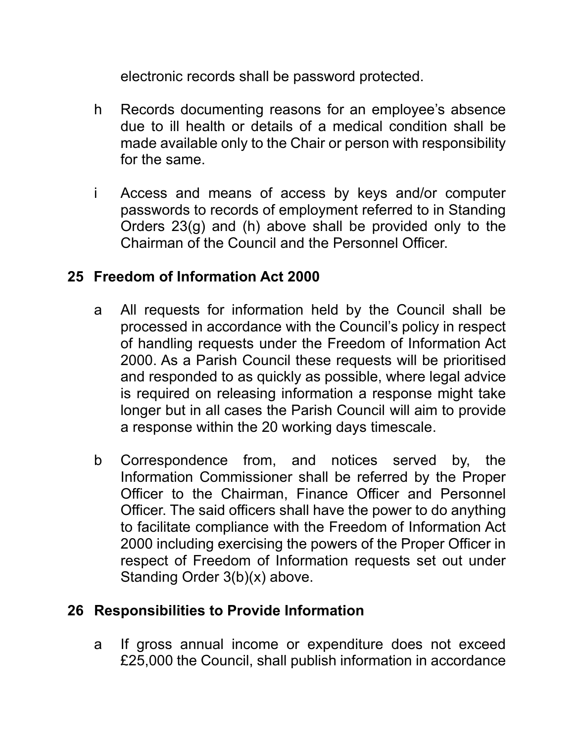electronic records shall be password protected.

h Records documenting reasons for an employee's absence due to ill health or details of a medical condition shall be made available only to the Chair or person with responsibility for the same.

i Access and means of access by keys and/or computer passwords to records of employment referred to in Standing Orders 23(g) and (h) above shall be provided only to the Chairman of the Council and the Personnel Officer.

## 25 Freedom of Information Act 2000

a All requests for information held by the Council shall be processed in accordance with the Council's policy in respect of handling requests under the Freedom of Information Act 2000. As a Parish Council these requests will be prioritised and responded to as quickly as possible, where legal advice is required on releasing information a response might take longer but in all cases the Parish Council will aim to provide a response within the 20 working days timescale.

b Correspondence from, and notices served by, the Information Commissioner shall be referred by the Proper Officer to the Chairman, Finance Officer and Personnel Officer. The said officers shall have the power to do anything to facilitate compliance with the Freedom of Information Act 2000 including exercising the powers of the Proper Officer in respect of Freedom of Information requests set out under Standing Order 3(b)(x) above.

## 26 Responsibilities to Provide Information

a If gross annual income or expenditure does not exceed £25,000 the Council, shall publish information in accordance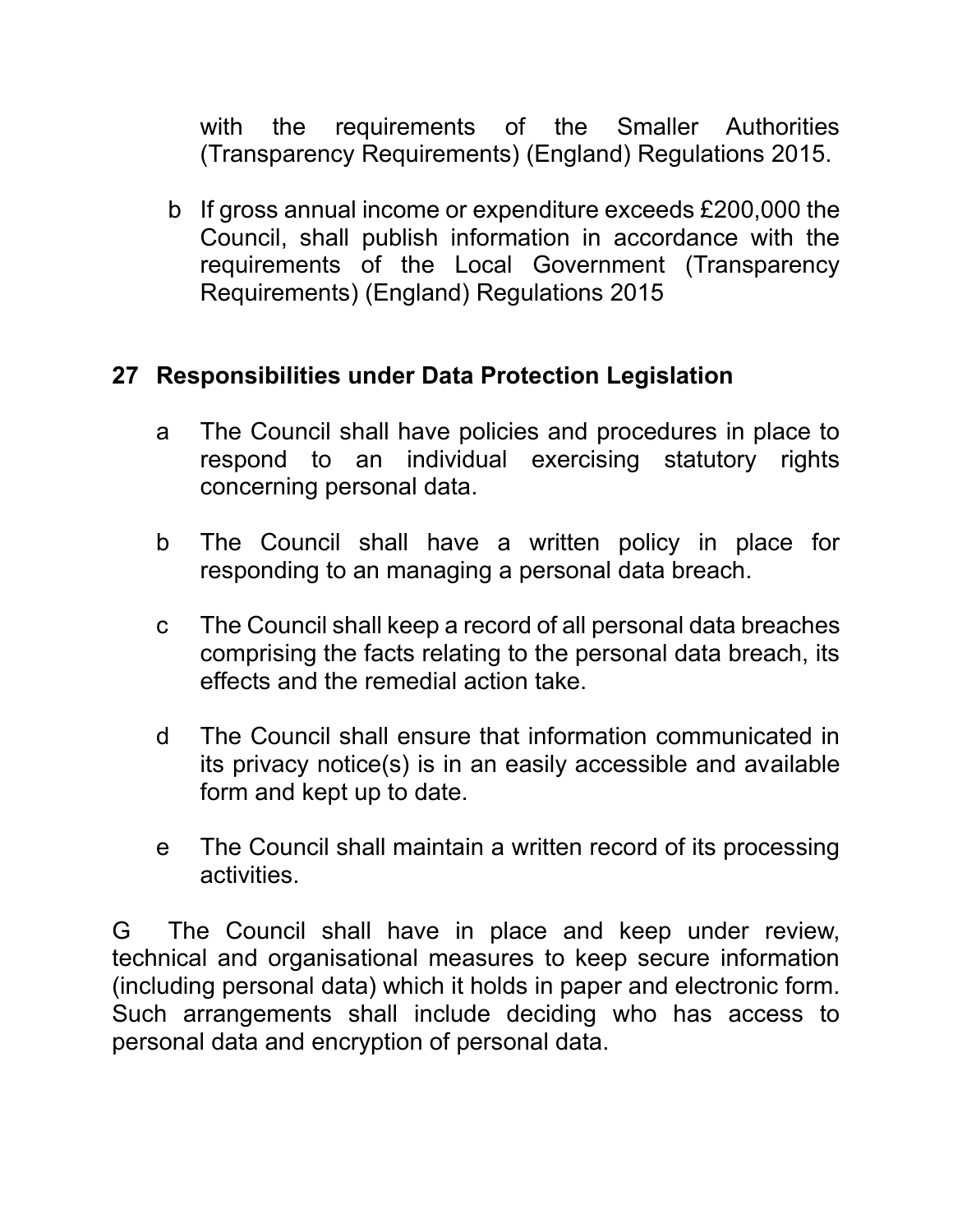with the requirements of the Smaller Authorities (Transparency Requirements) (England) Regulations 2015.

b If gross annual income or expenditure exceeds £200,000 the Council, shall publish information in accordance with the requirements of the Local Government (Transparency Requirements) (England) Regulations 2015

## 27 Responsibilities under Data Protection Legislation

a The Council shall have policies and procedures in place to respond to an individual exercising statutory rights concerning personal data.

b The Council shall have a written policy in place for responding to an managing a personal data breach.

c The Council shall keep a record of all personal data breaches comprising the facts relating to the personal data breach, its effects and the remedial action take.

d The Council shall ensure that information communicated in its privacy notice(s) is in an easily accessible and available form and kept up to date.

e The Council shall maintain a written record of its processing activities.

G The Council shall have in place and keep under review, technical and organisational measures to keep secure information (including personal data) which it holds in paper and electronic form. Such arrangements shall include deciding who has access to personal data and encryption of personal data.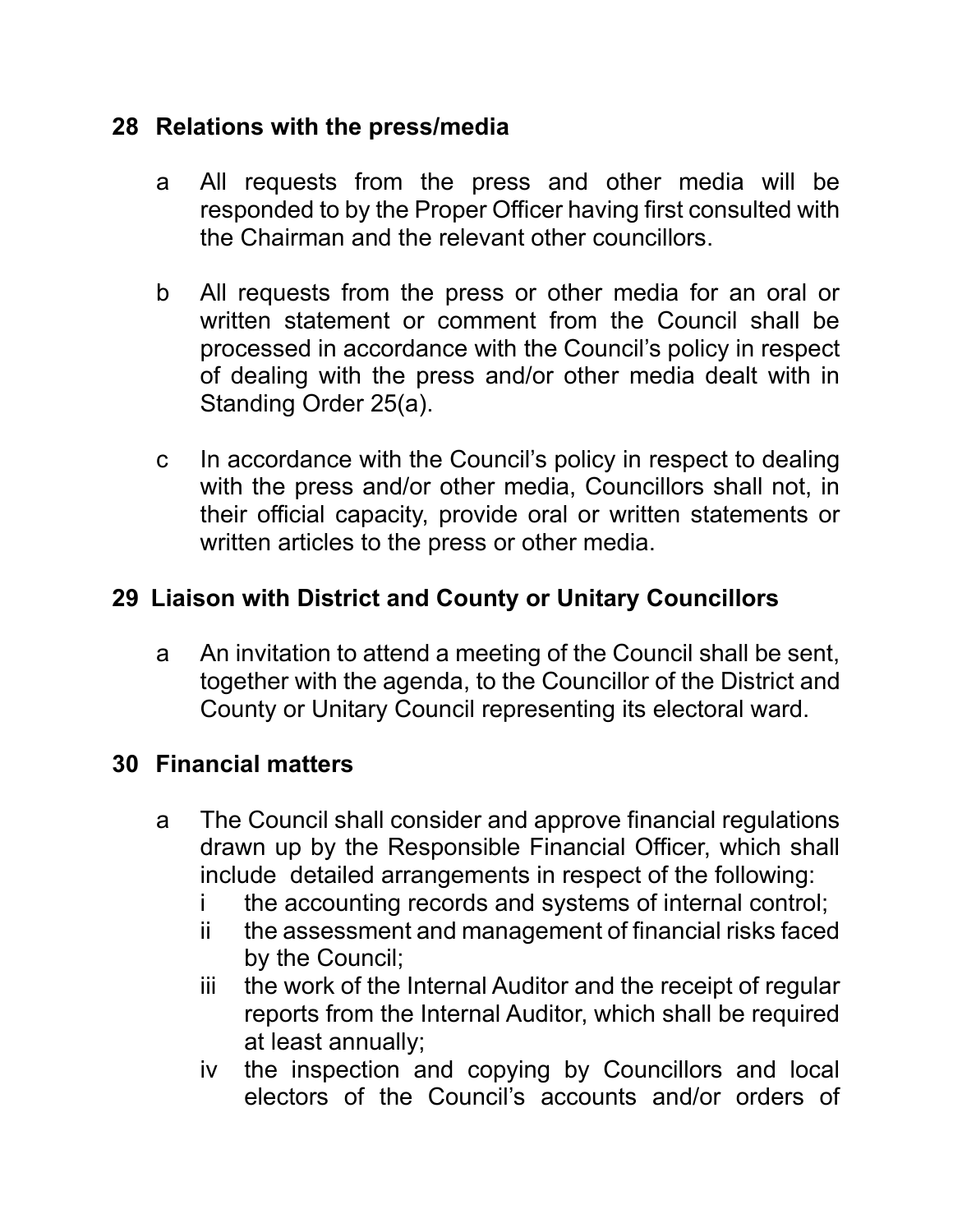## 28 Relations with the press/media

a All requests from the press and other media will be responded to by the Proper Officer having first consulted with the Chairman and the relevant other councillors.

b All requests from the press or other media for an oral or written statement or comment from the Council shall be processed in accordance with the Council's policy in respect of dealing with the press and/or other media dealt with in Standing Order 25(a).

c In accordance with the Council's policy in respect to dealing with the press and/or other media, Councillors shall not, in their official capacity, provide oral or written statements or written articles to the press or other media.

## 29 Liaison with District and County or Unitary Councillors

a An invitation to attend a meeting of the Council shall be sent, together with the agenda, to the Councillor of the District and County or Unitary Council representing its electoral ward.

## 30 Financial matters

a The Council shall consider and approve financial regulations drawn up by the Responsible Financial Officer, which shall include detailed arrangements in respect of the following:

   i the accounting records and systems of internal control;

   ii the assessment and management of financial risks faced by the Council;

   iii the work of the Internal Auditor and the receipt of regular reports from the Internal Auditor, which shall be required at least annually;

   iv the inspection and copying by Councillors and local electors of the Council's accounts and/or orders of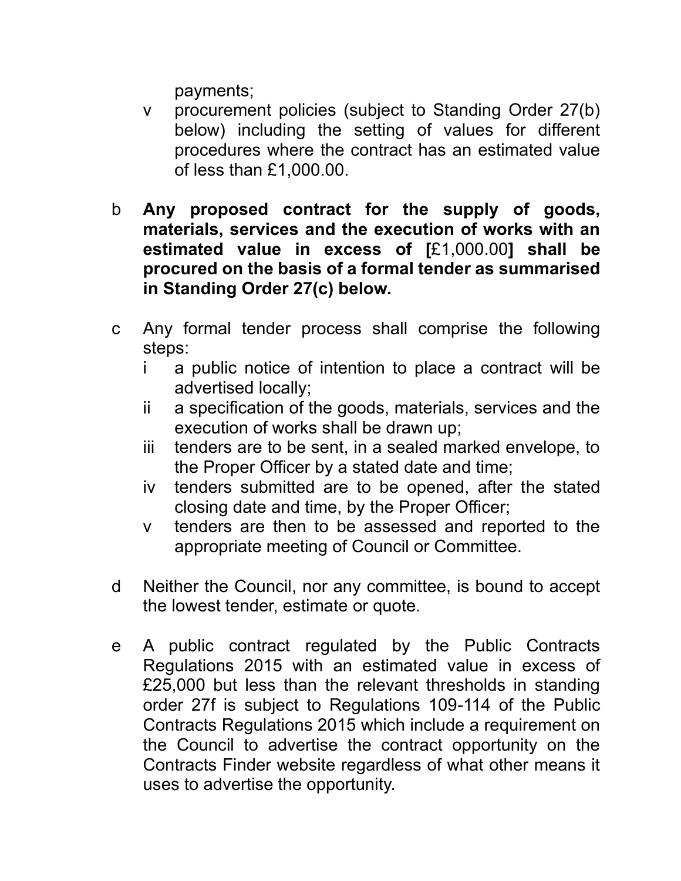payments;

- v procurement policies (subject to Standing Order 27(b) below) including the setting of values for different procedures where the contract has an estimated value of less than £1,000.00.

b **Any proposed contract for the supply of goods, materials, services and the execution of works with an estimated value in excess of [**£1,000.00**] shall be procured on the basis of a formal tender as summarised in Standing Order 27(c) below.**

c Any formal tender process shall comprise the following steps:

- i a public notice of intention to place a contract will be advertised locally;
- ii a specification of the goods, materials, services and the execution of works shall be drawn up;
- iii tenders are to be sent, in a sealed marked envelope, to the Proper Officer by a stated date and time;
- iv tenders submitted are to be opened, after the stated closing date and time, by the Proper Officer;
- v tenders are then to be assessed and reported to the appropriate meeting of Council or Committee.

d Neither the Council, nor any committee, is bound to accept the lowest tender, estimate or quote.

e A public contract regulated by the Public Contracts Regulations 2015 with an estimated value in excess of £25,000 but less than the relevant thresholds in standing order 27f is subject to Regulations 109-114 of the Public Contracts Regulations 2015 which include a requirement on the Council to advertise the contract opportunity on the Contracts Finder website regardless of what other means it uses to advertise the opportunity.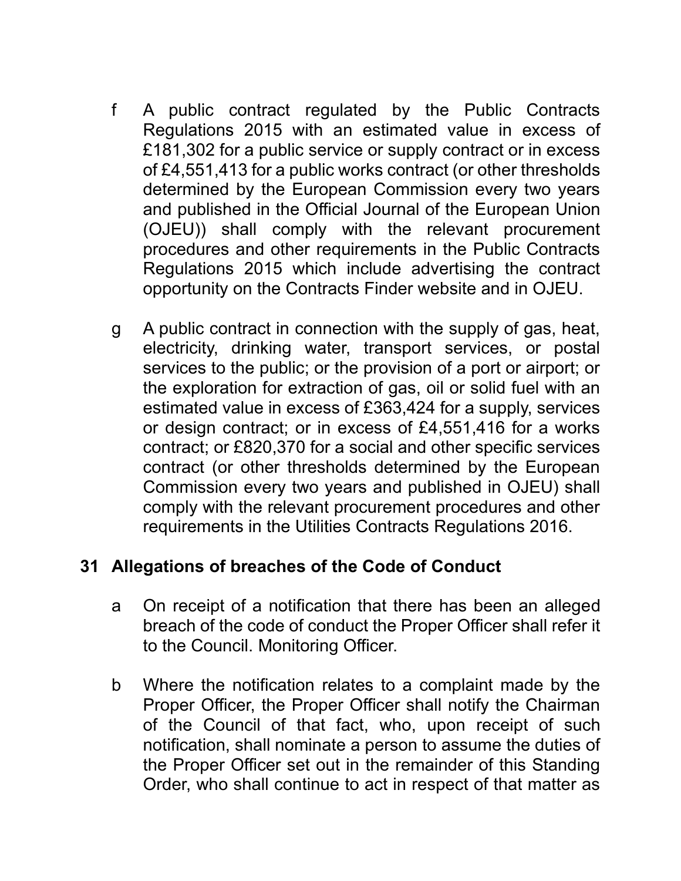f A public contract regulated by the Public Contracts Regulations 2015 with an estimated value in excess of £181,302 for a public service or supply contract or in excess of £4,551,413 for a public works contract (or other thresholds determined by the European Commission every two years and published in the Official Journal of the European Union (OJEU)) shall comply with the relevant procurement procedures and other requirements in the Public Contracts Regulations 2015 which include advertising the contract opportunity on the Contracts Finder website and in OJEU.

g A public contract in connection with the supply of gas, heat, electricity, drinking water, transport services, or postal services to the public; or the provision of a port or airport; or the exploration for extraction of gas, oil or solid fuel with an estimated value in excess of £363,424 for a supply, services or design contract; or in excess of £4,551,416 for a works contract; or £820,370 for a social and other specific services contract (or other thresholds determined by the European Commission every two years and published in OJEU) shall comply with the relevant procurement procedures and other requirements in the Utilities Contracts Regulations 2016.

## 31 Allegations of breaches of the Code of Conduct

a On receipt of a notification that there has been an alleged breach of the code of conduct the Proper Officer shall refer it to the Council. Monitoring Officer.

b Where the notification relates to a complaint made by the Proper Officer, the Proper Officer shall notify the Chairman of the Council of that fact, who, upon receipt of such notification, shall nominate a person to assume the duties of the Proper Officer set out in the remainder of this Standing Order, who shall continue to act in respect of that matter as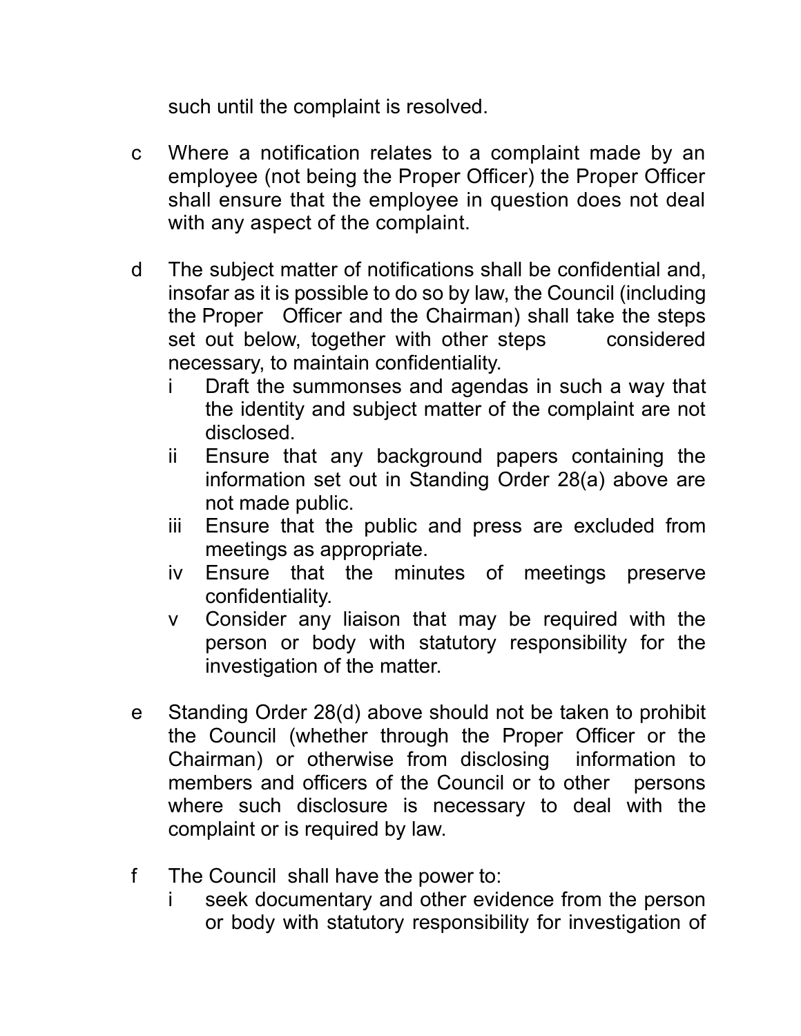such until the complaint is resolved.

c Where a notification relates to a complaint made by an employee (not being the Proper Officer) the Proper Officer shall ensure that the employee in question does not deal with any aspect of the complaint.

d The subject matter of notifications shall be confidential and, insofar as it is possible to do so by law, the Council (including the Proper Officer and the Chairman) shall take the steps set out below, together with other steps considered necessary, to maintain confidentiality.
   - i Draft the summonses and agendas in such a way that the identity and subject matter of the complaint are not disclosed.
   - ii Ensure that any background papers containing the information set out in Standing Order 28(a) above are not made public.
   - iii Ensure that the public and press are excluded from meetings as appropriate.
   - iv Ensure that the minutes of meetings preserve confidentiality.
   - v Consider any liaison that may be required with the person or body with statutory responsibility for the investigation of the matter.

e Standing Order 28(d) above should not be taken to prohibit the Council (whether through the Proper Officer or the Chairman) or otherwise from disclosing information to members and officers of the Council or to other persons where such disclosure is necessary to deal with the complaint or is required by law.

f The Council shall have the power to:
   - i seek documentary and other evidence from the person or body with statutory responsibility for investigation of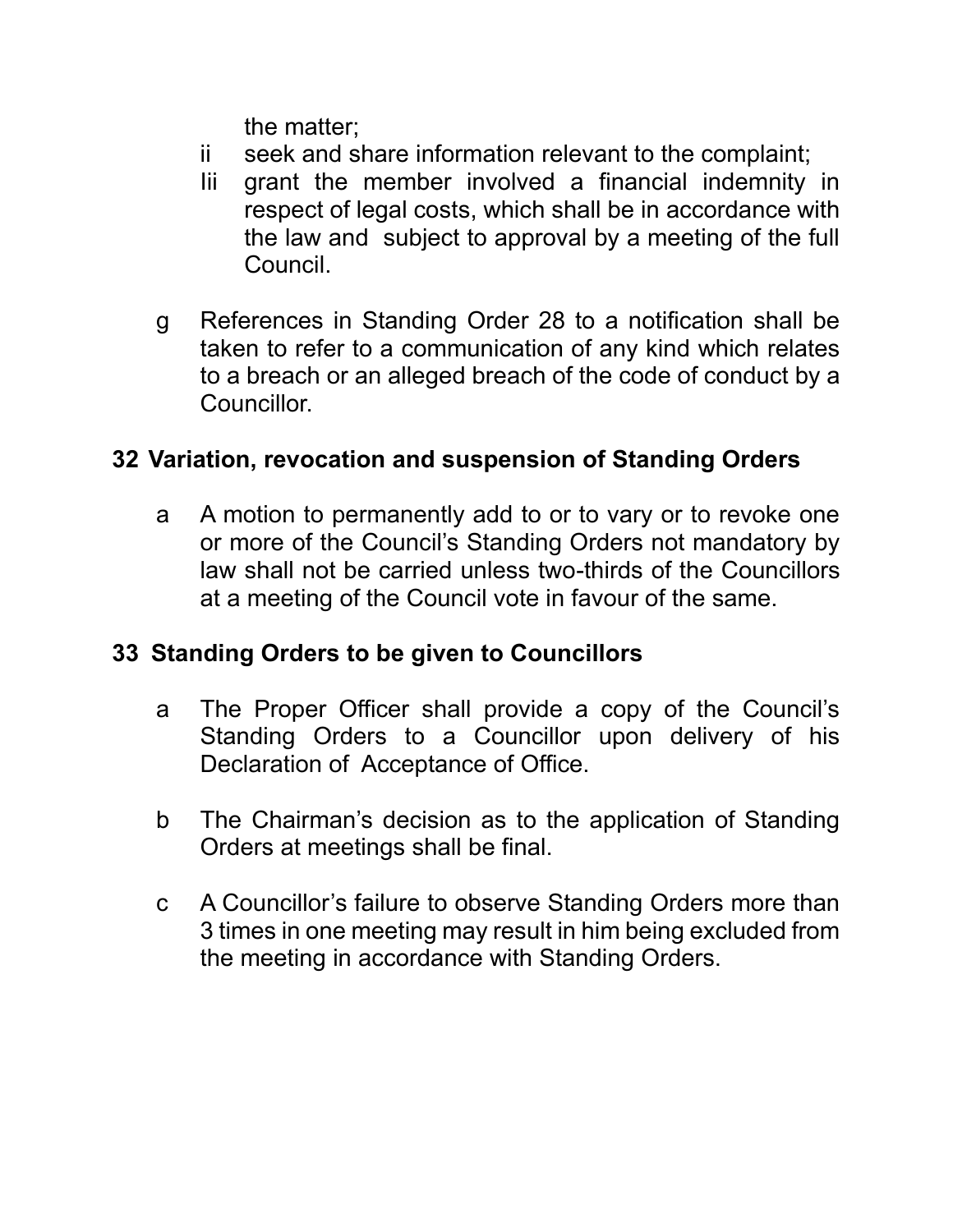the matter;

ii seek and share information relevant to the complaint;

Iii grant the member involved a financial indemnity in respect of legal costs, which shall be in accordance with the law and subject to approval by a meeting of the full Council.

g References in Standing Order 28 to a notification shall be taken to refer to a communication of any kind which relates to a breach or an alleged breach of the code of conduct by a Councillor.

## 32 Variation, revocation and suspension of Standing Orders

a A motion to permanently add to or to vary or to revoke one or more of the Council's Standing Orders not mandatory by law shall not be carried unless two-thirds of the Councillors at a meeting of the Council vote in favour of the same.

## 33 Standing Orders to be given to Councillors

a The Proper Officer shall provide a copy of the Council's Standing Orders to a Councillor upon delivery of his Declaration of Acceptance of Office.

b The Chairman's decision as to the application of Standing Orders at meetings shall be final.

c A Councillor's failure to observe Standing Orders more than 3 times in one meeting may result in him being excluded from the meeting in accordance with Standing Orders.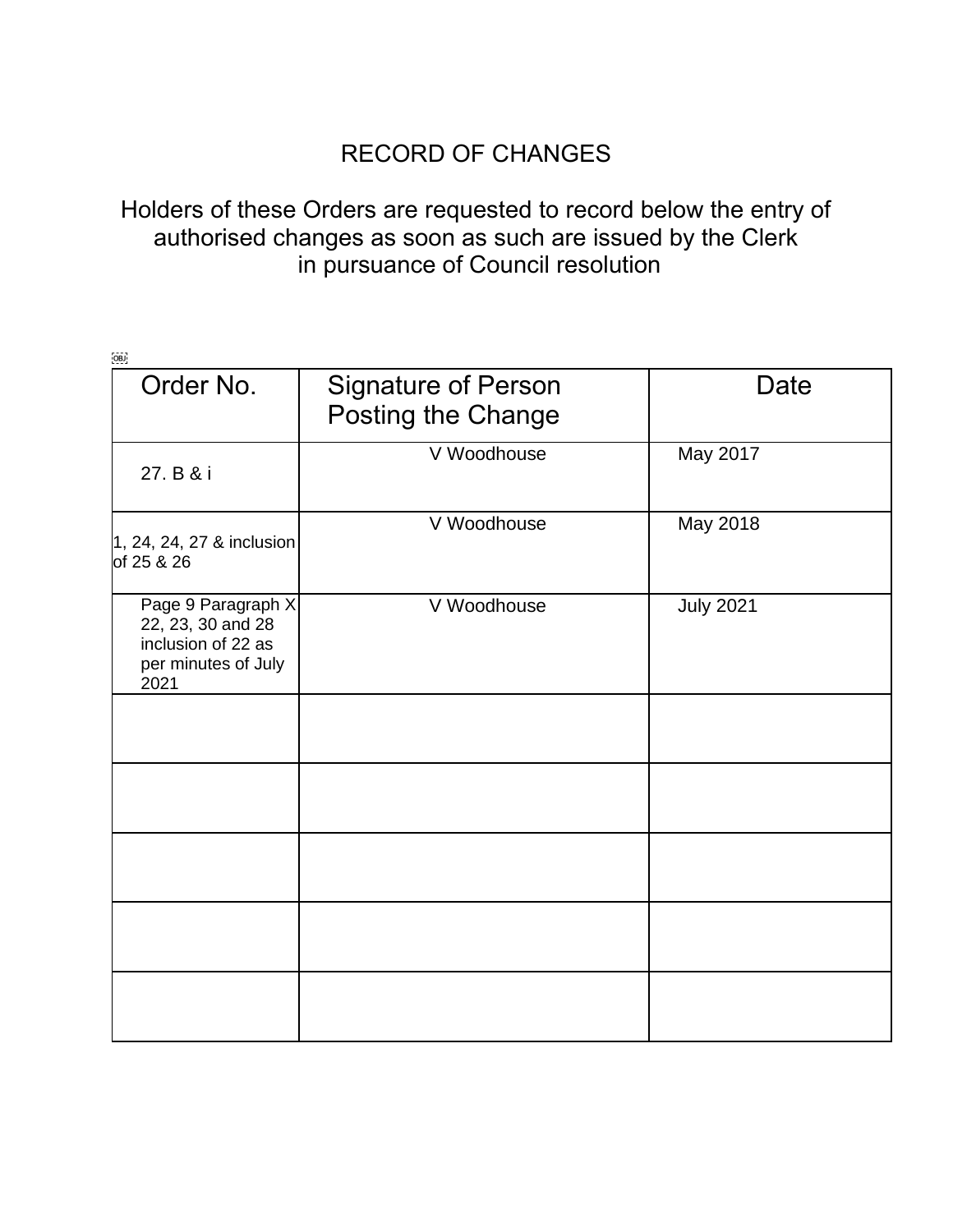# RECORD OF CHANGES

Holders of these Orders are requested to record below the entry of authorised changes as soon as such are issued by the Clerk in pursuance of Council resolution

| Order No. | Signature of Person Posting the Change | Date |
|---|---|---|
| 27. B & i | V Woodhouse | May 2017 |
| 1, 24, 24, 27 & inclusion of 25 & 26 | V Woodhouse | May 2018 |
| Page 9 Paragraph X 22, 23, 30 and 28 inclusion of 22 as per minutes of July 2021 | V Woodhouse | July 2021 |
| | | |
| | | |
| | | |
| | | |
| | | |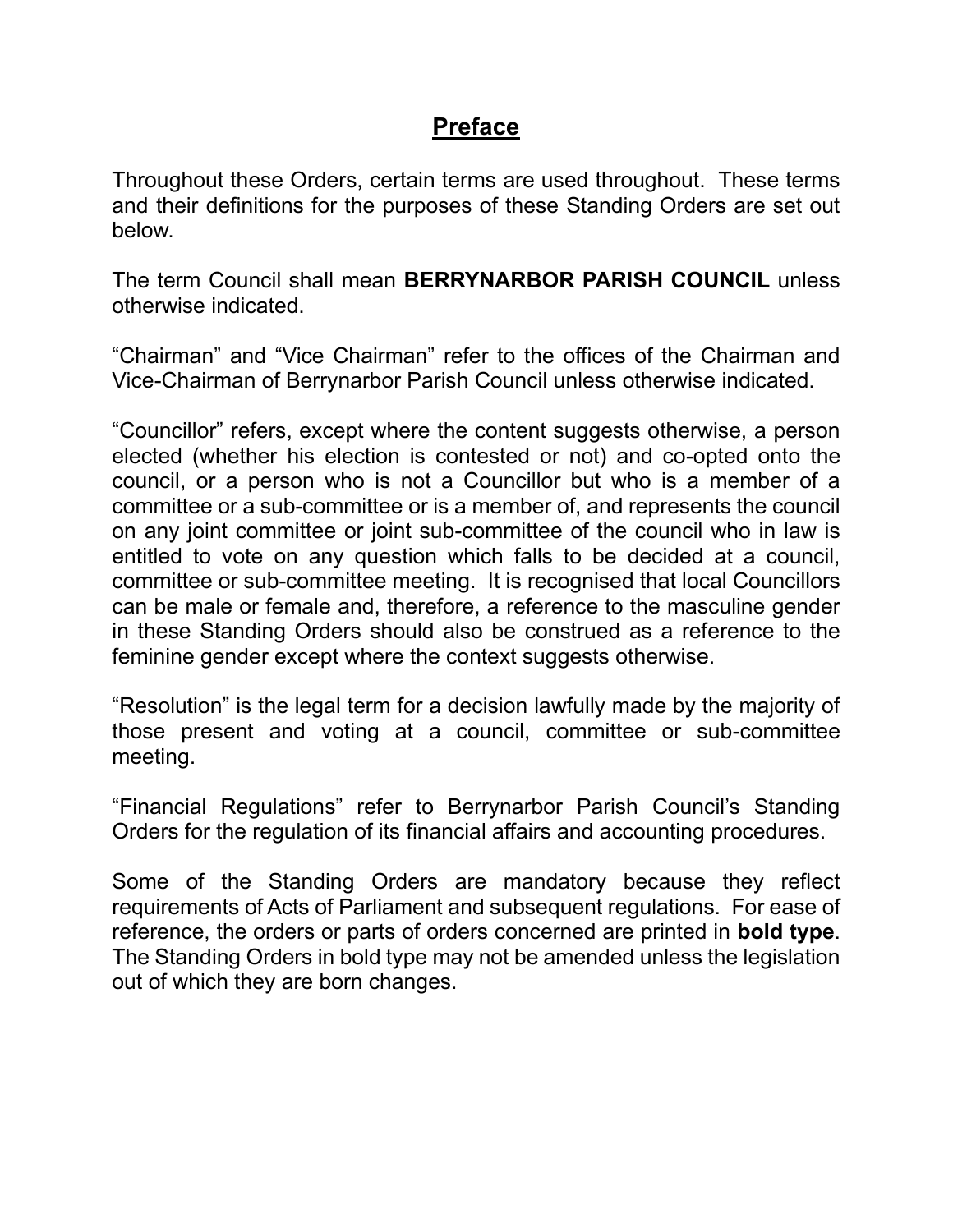# Preface

Throughout these Orders, certain terms are used throughout. These terms and their definitions for the purposes of these Standing Orders are set out below.

The term Council shall mean **BERRYNARBOR PARISH COUNCIL** unless otherwise indicated.

"Chairman" and "Vice Chairman" refer to the offices of the Chairman and Vice-Chairman of Berrynarbor Parish Council unless otherwise indicated.

"Councillor" refers, except where the content suggests otherwise, a person elected (whether his election is contested or not) and co-opted onto the council, or a person who is not a Councillor but who is a member of a committee or a sub-committee or is a member of, and represents the council on any joint committee or joint sub-committee of the council who in law is entitled to vote on any question which falls to be decided at a council, committee or sub-committee meeting. It is recognised that local Councillors can be male or female and, therefore, a reference to the masculine gender in these Standing Orders should also be construed as a reference to the feminine gender except where the context suggests otherwise.

"Resolution" is the legal term for a decision lawfully made by the majority of those present and voting at a council, committee or sub-committee meeting.

"Financial Regulations" refer to Berrynarbor Parish Council's Standing Orders for the regulation of its financial affairs and accounting procedures.

Some of the Standing Orders are mandatory because they reflect requirements of Acts of Parliament and subsequent regulations. For ease of reference, the orders or parts of orders concerned are printed in **bold type**. The Standing Orders in bold type may not be amended unless the legislation out of which they are born changes.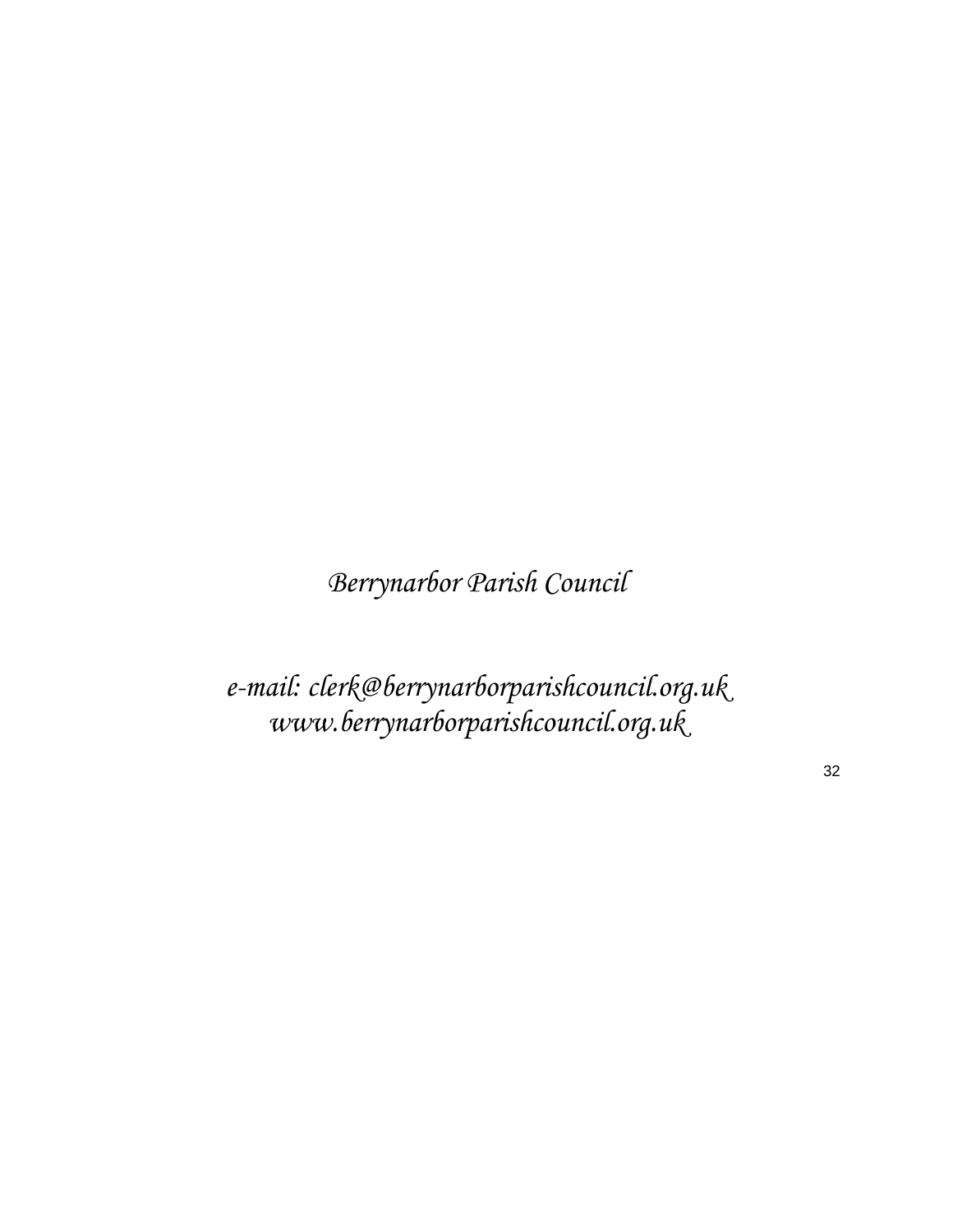*Berrynarbor Parish Council*

*e-mail: clerk@berrynarborparishcouncil.org.uk*
*www.berrynarborparishcouncil.org.uk*